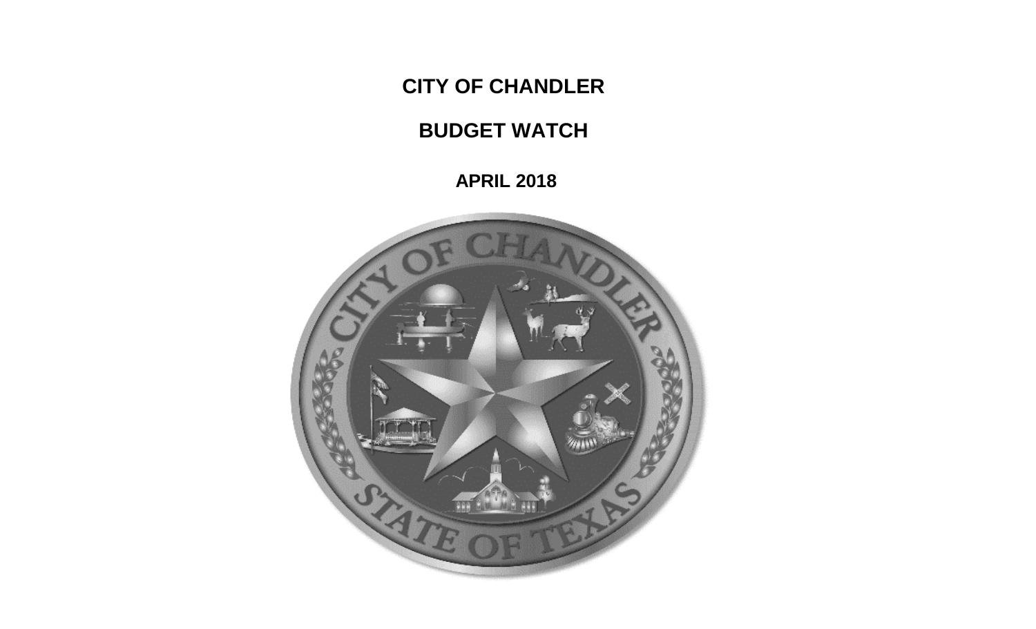# CITY OF CHANDLER

## BUDGET WATCH

### APRIL 2018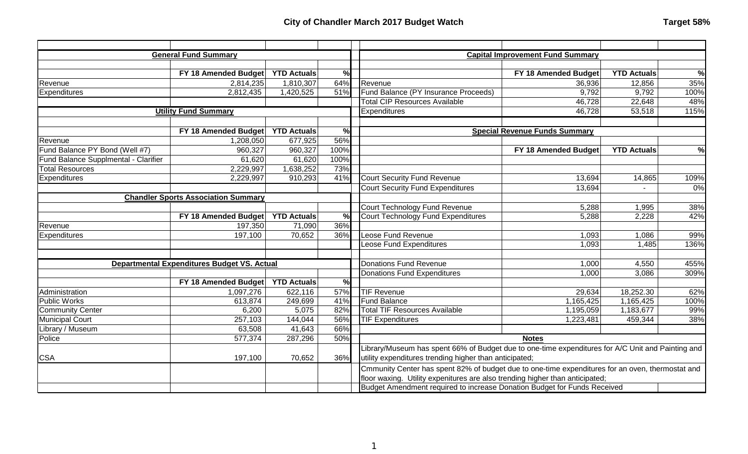# City of Chandler March 2017 Budget Watch

**Target 58%**

### General Fund Summary

| | FY 18 Amended Budget | YTD Actuals | % |
|---|---|---|---|
| Revenue | 2,814,235 | 1,810,307 | 64% |
| Expenditures | 2,812,435 | 1,420,525 | 51% |

### Utility Fund Summary

| | FY 18 Amended Budget | YTD Actuals | % |
|---|---|---|---|
| Revenue | 1,208,050 | 677,925 | 56% |
| Fund Balance PY Bond (Well #7) | 960,327 | 960,327 | 100% |
| Fund Balance Supplmental - Clarifier | 61,620 | 61,620 | 100% |
| Total Resources | 2,229,997 | 1,638,252 | 73% |
| Expenditures | 2,229,997 | 910,293 | 41% |

### Chandler Sports Association Summary

| | FY 18 Amended Budget | YTD Actuals | % |
|---|---|---|---|
| Revenue | 197,350 | 71,090 | 36% |
| Expenditures | 197,100 | 70,652 | 36% |

### Departmental Expenditures Budget VS. Actual

| | FY 18 Amended Budget | YTD Actuals | % |
|---|---|---|---|
| Administration | 1,097,276 | 622,116 | 57% |
| Public Works | 613,874 | 249,699 | 41% |
| Community Center | 6,200 | 5,075 | 82% |
| Municipal Court | 257,103 | 144,044 | 56% |
| Library / Museum | 63,508 | 41,643 | 66% |
| Police | 577,374 | 287,296 | 50% |
| CSA | 197,100 | 70,652 | 36% |

### Capital Improvement Fund Summary

| | FY 18 Amended Budget | YTD Actuals | % |
|---|---|---|---|
| Revenue | 36,936 | 12,856 | 35% |
| Fund Balance (PY Insurance Proceeds) | 9,792 | 9,792 | 100% |
| Total CIP Resources Available | 46,728 | 22,648 | 48% |
| Expenditures | 46,728 | 53,518 | 115% |

### Special Revenue Funds Summary

| | FY 18 Amended Budget | YTD Actuals | % |
|---|---|---|---|
| Court Security Fund Revenue | 13,694 | 14,865 | 109% |
| Court Security Fund Expenditures | 13,694 | - | 0% |
| Court Technology Fund Revenue | 5,288 | 1,995 | 38% |
| Court Technology Fund Expenditures | 5,288 | 2,228 | 42% |
| Leose Fund Revenue | 1,093 | 1,086 | 99% |
| Leose Fund Expenditures | 1,093 | 1,485 | 136% |
| Donations Fund Revenue | 1,000 | 4,550 | 455% |
| Donations Fund Expenditures | 1,000 | 3,086 | 309% |
| TIF Revenue | 29,634 | 18,252.30 | 62% |
| Fund Balance | 1,165,425 | 1,165,425 | 100% |
| Total TIF Resources Available | 1,195,059 | 1,183,677 | 99% |
| TIF Expenditures | 1,223,481 | 459,344 | 38% |

### Notes

Library/Museum has spent 66% of Budget due to one-time expenditures for A/C Unit and Painting and utility expenditures trending higher than anticipated;

Cmmunity Center has spent 82% of budget due to one-time expenditures for an oven, thermostat and floor waxing. Utility expenitures are also trending higher than anticipated;

Budget Amendment required to increase Donation Budget for Funds Received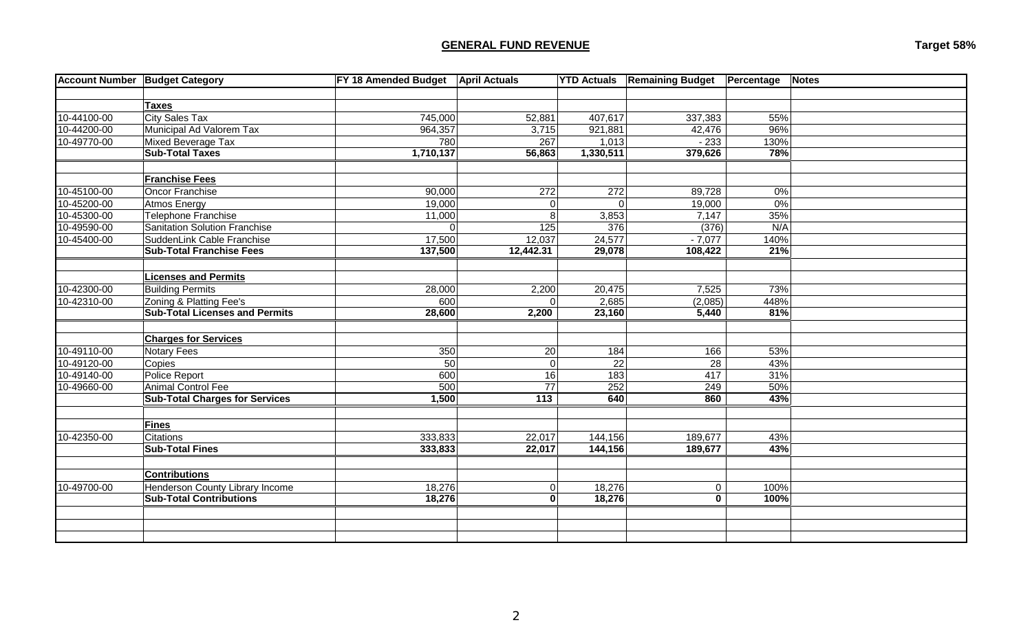## GENERAL FUND REVENUE

**Target 58%**

| Account Number | Budget Category | FY 18 Amended Budget | April Actuals | YTD Actuals | Remaining Budget | Percentage | Notes |
|---|---|---|---|---|---|---|---|
| | | | | | | | |
| | **Taxes** | | | | | | |
| 10-44100-00 | City Sales Tax | 745,000 | 52,881 | 407,617 | 337,383 | 55% | |
| 10-44200-00 | Municipal Ad Valorem Tax | 964,357 | 3,715 | 921,881 | 42,476 | 96% | |
| 10-49770-00 | Mixed Beverage Tax | 780 | 267 | 1,013 | - 233 | 130% | |
| | **Sub-Total Taxes** | **1,710,137** | **56,863** | **1,330,511** | **379,626** | **78%** | |
| | | | | | | | |
| | **Franchise Fees** | | | | | | |
| 10-45100-00 | Oncor Franchise | 90,000 | 272 | 272 | 89,728 | 0% | |
| 10-45200-00 | Atmos Energy | 19,000 | 0 | 0 | 19,000 | 0% | |
| 10-45300-00 | Telephone Franchise | 11,000 | 8 | 3,853 | 7,147 | 35% | |
| 10-49590-00 | Sanitation Solution Franchise | 0 | 125 | 376 | (376) | N/A | |
| 10-45400-00 | SuddenLink Cable Franchise | 17,500 | 12,037 | 24,577 | - 7,077 | 140% | |
| | **Sub-Total Franchise Fees** | **137,500** | **12,442.31** | **29,078** | **108,422** | **21%** | |
| | | | | | | | |
| | **Licenses and Permits** | | | | | | |
| 10-42300-00 | Building Permits | 28,000 | 2,200 | 20,475 | 7,525 | 73% | |
| 10-42310-00 | Zoning & Platting Fee's | 600 | 0 | 2,685 | (2,085) | 448% | |
| | **Sub-Total Licenses and Permits** | **28,600** | **2,200** | **23,160** | **5,440** | **81%** | |
| | | | | | | | |
| | **Charges for Services** | | | | | | |
| 10-49110-00 | Notary Fees | 350 | 20 | 184 | 166 | 53% | |
| 10-49120-00 | Copies | 50 | 0 | 22 | 28 | 43% | |
| 10-49140-00 | Police Report | 600 | 16 | 183 | 417 | 31% | |
| 10-49660-00 | Animal Control Fee | 500 | 77 | 252 | 249 | 50% | |
| | **Sub-Total Charges for Services** | **1,500** | **113** | **640** | **860** | **43%** | |
| | | | | | | | |
| | **Fines** | | | | | | |
| 10-42350-00 | Citations | 333,833 | 22,017 | 144,156 | 189,677 | 43% | |
| | **Sub-Total Fines** | **333,833** | **22,017** | **144,156** | **189,677** | **43%** | |
| | | | | | | | |
| | **Contributions** | | | | | | |
| 10-49700-00 | Henderson County Library Income | 18,276 | 0 | 18,276 | 0 | 100% | |
| | **Sub-Total Contributions** | **18,276** | **0** | **18,276** | **0** | **100%** | |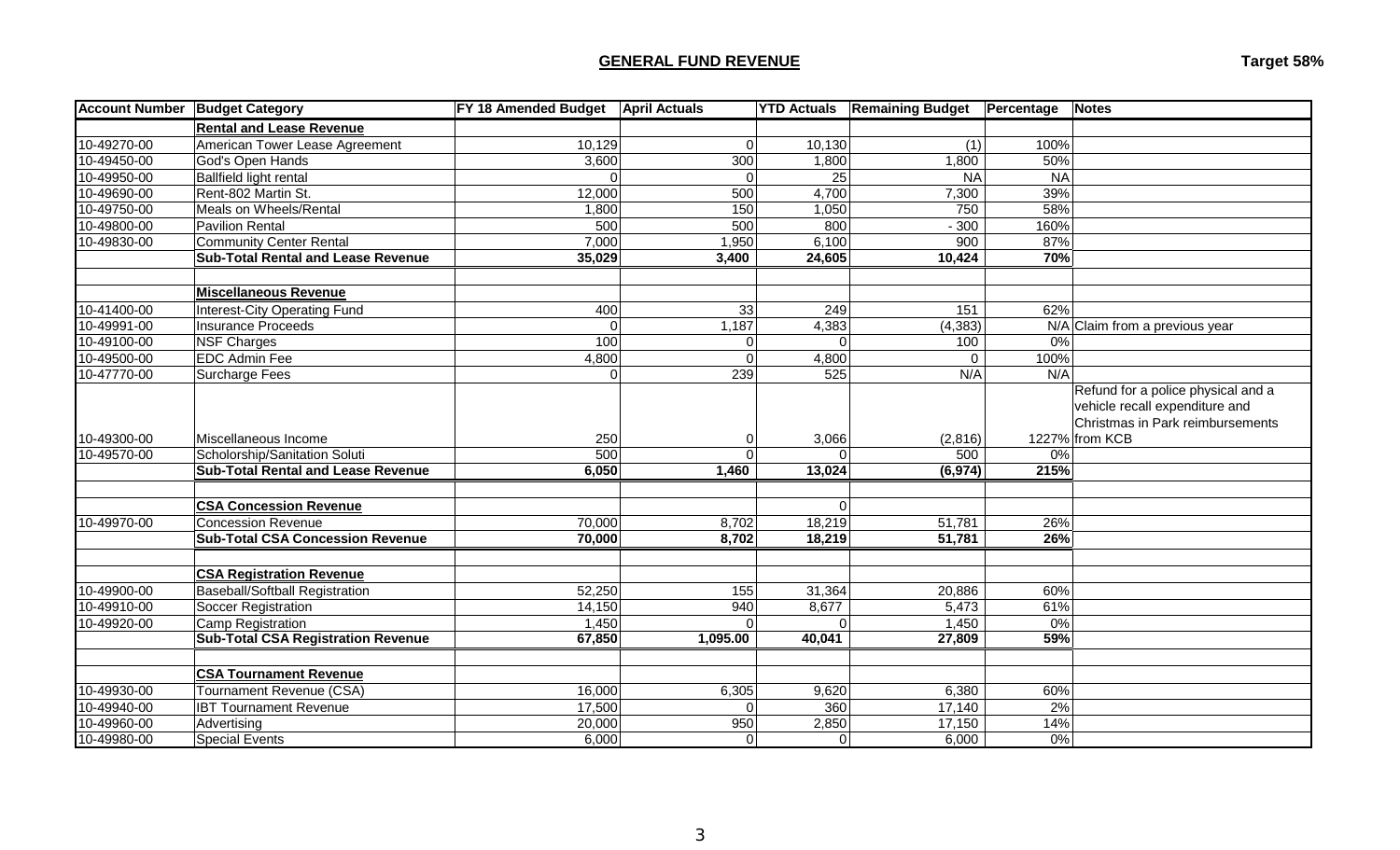## GENERAL FUND REVENUE

**Target 58%**

| Account Number | Budget Category | FY 18 Amended Budget | April Actuals | YTD Actuals | Remaining Budget | Percentage | Notes |
|---|---|---|---|---|---|---|---|
| | **Rental and Lease Revenue** | | | | | | |
| 10-49270-00 | American Tower Lease Agreement | 10,129 | 0 | 10,130 | (1) | 100% | |
| 10-49450-00 | God's Open Hands | 3,600 | 300 | 1,800 | 1,800 | 50% | |
| 10-49950-00 | Ballfield light rental | 0 | 0 | 25 | NA | NA | |
| 10-49690-00 | Rent-802 Martin St. | 12,000 | 500 | 4,700 | 7,300 | 39% | |
| 10-49750-00 | Meals on Wheels/Rental | 1,800 | 150 | 1,050 | 750 | 58% | |
| 10-49800-00 | Pavilion Rental | 500 | 500 | 800 | - 300 | 160% | |
| 10-49830-00 | Community Center Rental | 7,000 | 1,950 | 6,100 | 900 | 87% | |
| | **Sub-Total Rental and Lease Revenue** | **35,029** | **3,400** | **24,605** | **10,424** | **70%** | |
| | | | | | | | |
| | **Miscellaneous Revenue** | | | | | | |
| 10-41400-00 | Interest-City Operating Fund | 400 | 33 | 249 | 151 | 62% | |
| 10-49991-00 | Insurance Proceeds | 0 | 1,187 | 4,383 | (4,383) | N/A | Claim from a previous year |
| 10-49100-00 | NSF Charges | 100 | 0 | 0 | 100 | 0% | |
| 10-49500-00 | EDC Admin Fee | 4,800 | 0 | 4,800 | 0 | 100% | |
| 10-47770-00 | Surcharge Fees | 0 | 239 | 525 | N/A | N/A | |
| 10-49300-00 | Miscellaneous Income | 250 | 0 | 3,066 | (2,816) | 1227% | Refund for a police physical and a vehicle recall expenditure and Christmas in Park reimbursements from KCB |
| 10-49570-00 | Scholorship/Sanitation Soluti | 500 | 0 | 0 | 500 | 0% | |
| | **Sub-Total Rental and Lease Revenue** | **6,050** | **1,460** | **13,024** | **(6,974)** | **215%** | |
| | | | | | | | |
| | **CSA Concession Revenue** | | | 0 | | | |
| 10-49970-00 | Concession Revenue | 70,000 | 8,702 | 18,219 | 51,781 | 26% | |
| | **Sub-Total CSA Concession Revenue** | **70,000** | **8,702** | **18,219** | **51,781** | **26%** | |
| | | | | | | | |
| | **CSA Registration Revenue** | | | | | | |
| 10-49900-00 | Baseball/Softball Registration | 52,250 | 155 | 31,364 | 20,886 | 60% | |
| 10-49910-00 | Soccer Registration | 14,150 | 940 | 8,677 | 5,473 | 61% | |
| 10-49920-00 | Camp Registration | 1,450 | 0 | 0 | 1,450 | 0% | |
| | **Sub-Total CSA Registration Revenue** | **67,850** | **1,095.00** | **40,041** | **27,809** | **59%** | |
| | | | | | | | |
| | **CSA Tournament Revenue** | | | | | | |
| 10-49930-00 | Tournament Revenue (CSA) | 16,000 | 6,305 | 9,620 | 6,380 | 60% | |
| 10-49940-00 | IBT Tournament Revenue | 17,500 | 0 | 360 | 17,140 | 2% | |
| 10-49960-00 | Advertising | 20,000 | 950 | 2,850 | 17,150 | 14% | |
| 10-49980-00 | Special Events | 6,000 | 0 | 0 | 6,000 | 0% | |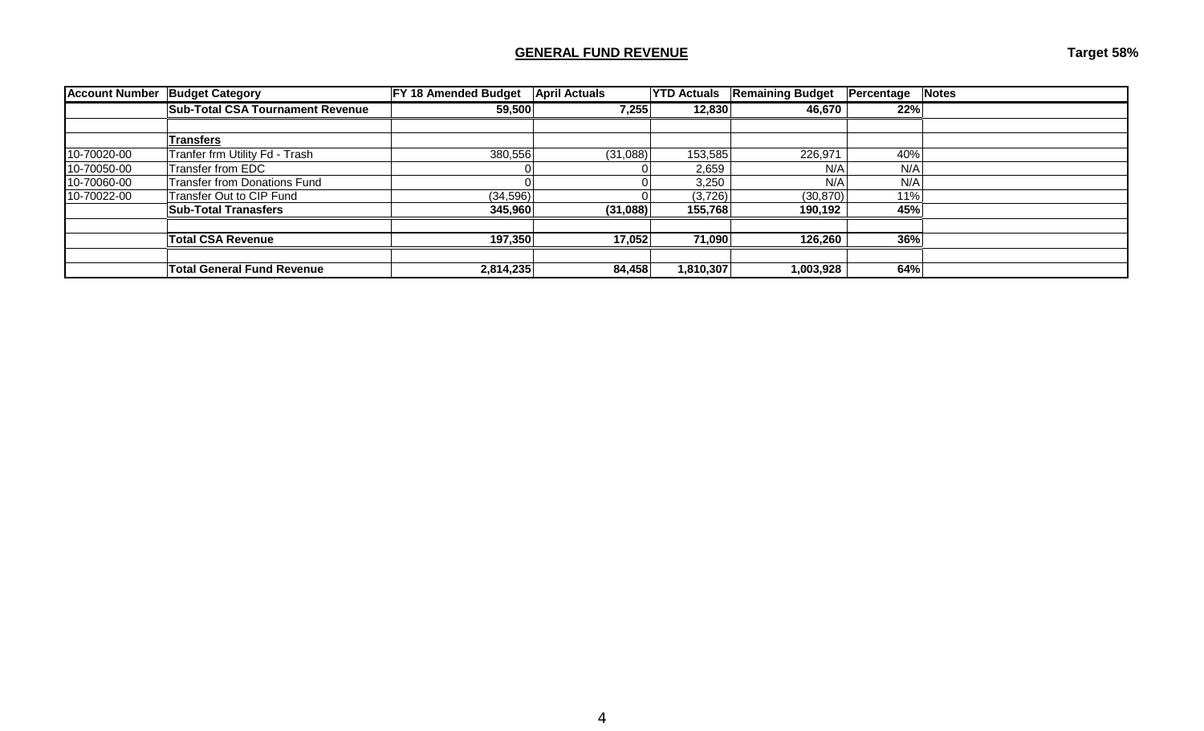## GENERAL FUND REVENUE

**Target 58%**

| Account Number | Budget Category | FY 18 Amended Budget | April Actuals | YTD Actuals | Remaining Budget | Percentage | Notes |
|---|---|---|---|---|---|---|---|
| | **Sub-Total CSA Tournament Revenue** | **59,500** | **7,255** | **12,830** | **46,670** | **22%** | |
| | | | | | | | |
| | **Transfers** | | | | | | |
| 10-70020-00 | Tranfer frm Utility Fd - Trash | 380,556 | (31,088) | 153,585 | 226,971 | 40% | |
| 10-70050-00 | Transfer from EDC | 0 | 0 | 2,659 | N/A | N/A | |
| 10-70060-00 | Transfer from Donations Fund | 0 | 0 | 3,250 | N/A | N/A | |
| 10-70022-00 | Transfer Out to CIP Fund | (34,596) | 0 | (3,726) | (30,870) | 11% | |
| | **Sub-Total Tranasfers** | **345,960** | **(31,088)** | **155,768** | **190,192** | **45%** | |
| | | | | | | | |
| | **Total CSA Revenue** | **197,350** | **17,052** | **71,090** | **126,260** | **36%** | |
| | | | | | | | |
| | **Total General Fund Revenue** | **2,814,235** | **84,458** | **1,810,307** | **1,003,928** | **64%** | |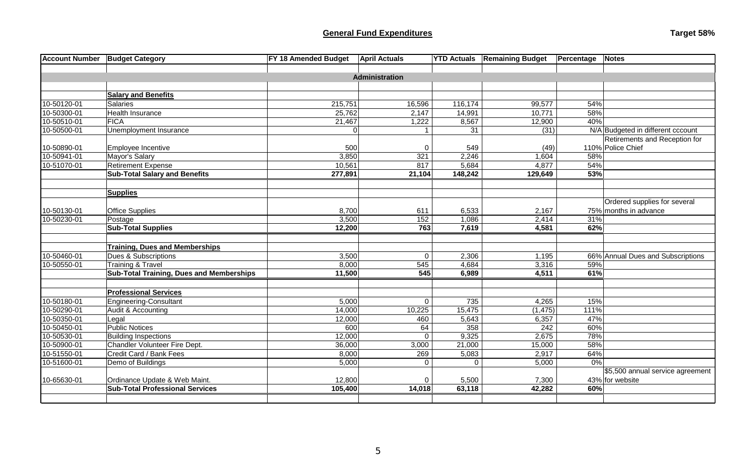## General Fund Expenditures

**Target 58%**

| Account Number | Budget Category | FY 18 Amended Budget | April Actuals | YTD Actuals | Remaining Budget | Percentage | Notes |
|---|---|---|---|---|---|---|---|
| | | | **Administration** | | | | |
| | **Salary and Benefits** | | | | | | |
| 10-50120-01 | Salaries | 215,751 | 16,596 | 116,174 | 99,577 | 54% | |
| 10-50300-01 | Health Insurance | 25,762 | 2,147 | 14,991 | 10,771 | 58% | |
| 10-50510-01 | FICA | 21,467 | 1,222 | 8,567 | 12,900 | 40% | |
| 10-50500-01 | Unemployment Insurance | 0 | 1 | 31 | (31) | N/A | Budgeted in different cccount |
| 10-50890-01 | Employee Incentive | 500 | 0 | 549 | (49) | 110% | Retirements and Reception for Police Chief |
| 10-50941-01 | Mayor's Salary | 3,850 | 321 | 2,246 | 1,604 | 58% | |
| 10-51070-01 | Retirement Expense | 10,561 | 817 | 5,684 | 4,877 | 54% | |
| | **Sub-Total Salary and Benefits** | **277,891** | **21,104** | **148,242** | **129,649** | **53%** | |
| | **Supplies** | | | | | | |
| 10-50130-01 | Office Supplies | 8,700 | 611 | 6,533 | 2,167 | 75% | Ordered supplies for several months in advance |
| 10-50230-01 | Postage | 3,500 | 152 | 1,086 | 2,414 | 31% | |
| | **Sub-Total Supplies** | **12,200** | **763** | **7,619** | **4,581** | **62%** | |
| | **Training, Dues and Memberships** | | | | | | |
| 10-50460-01 | Dues & Subscriptions | 3,500 | 0 | 2,306 | 1,195 | 66% | Annual Dues and Subscriptions |
| 10-50550-01 | Training & Travel | 8,000 | 545 | 4,684 | 3,316 | 59% | |
| | **Sub-Total Training, Dues and Memberships** | **11,500** | **545** | **6,989** | **4,511** | **61%** | |
| | **Professional Services** | | | | | | |
| 10-50180-01 | Engineering-Consultant | 5,000 | 0 | 735 | 4,265 | 15% | |
| 10-50290-01 | Audit & Accounting | 14,000 | 10,225 | 15,475 | (1,475) | 111% | |
| 10-50350-01 | Legal | 12,000 | 460 | 5,643 | 6,357 | 47% | |
| 10-50450-01 | Public Notices | 600 | 64 | 358 | 242 | 60% | |
| 10-50530-01 | Building Inspections | 12,000 | 0 | 9,325 | 2,675 | 78% | |
| 10-50900-01 | Chandler Volunteer Fire Dept. | 36,000 | 3,000 | 21,000 | 15,000 | 58% | |
| 10-51550-01 | Credit Card / Bank Fees | 8,000 | 269 | 5,083 | 2,917 | 64% | |
| 10-51600-01 | Demo of Buildings | 5,000 | 0 | 0 | 5,000 | 0% | |
| 10-65630-01 | Ordinance Update & Web Maint. | 12,800 | 0 | 5,500 | 7,300 | 43% | $5,500 annual service agreement for website |
| | **Sub-Total Professional Services** | **105,400** | **14,018** | **63,118** | **42,282** | **60%** | |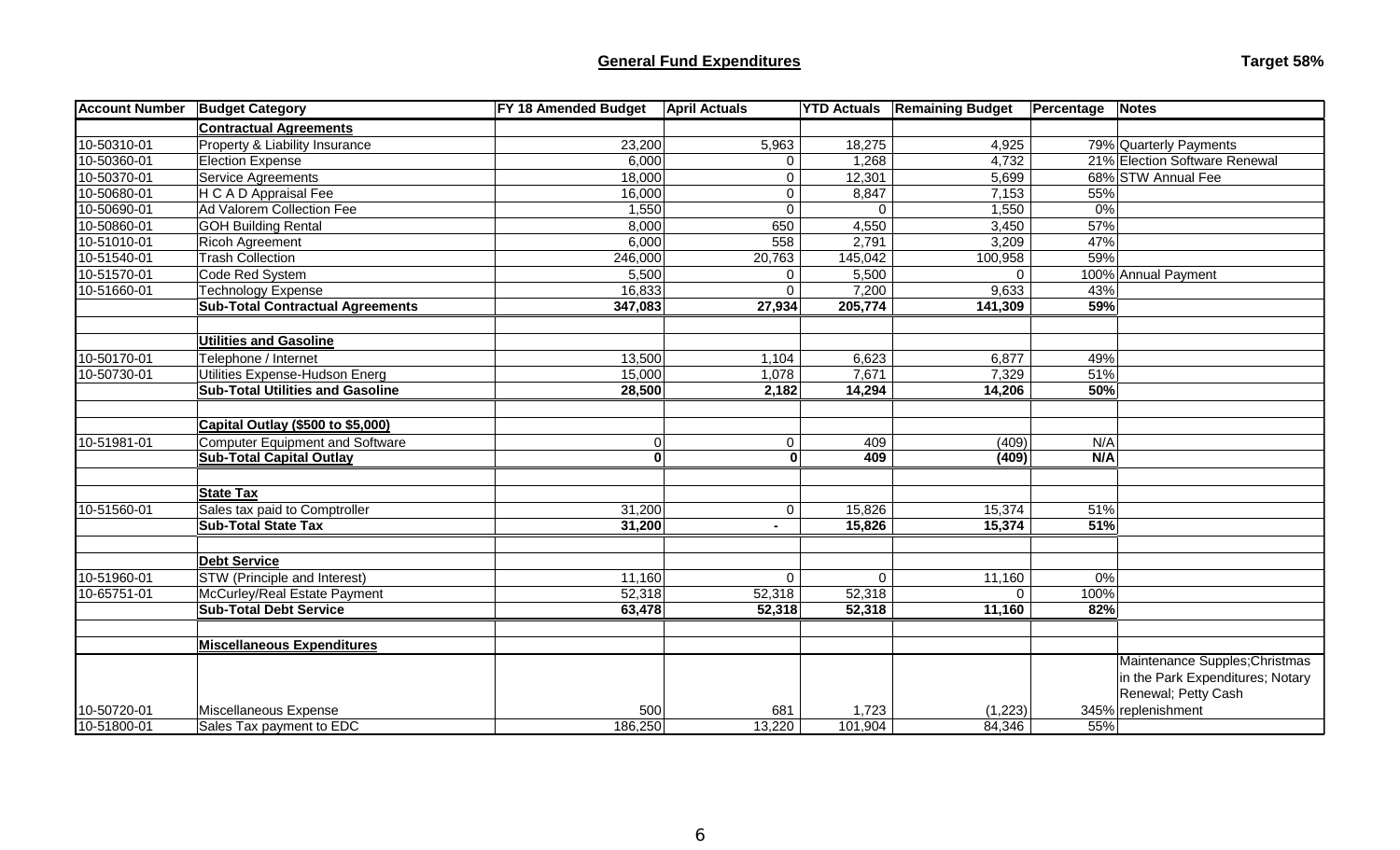## General Fund Expenditures

**Target 58%**

| Account Number | Budget Category | FY 18 Amended Budget | April Actuals | YTD Actuals | Remaining Budget | Percentage | Notes |
|---|---|---|---|---|---|---|---|
| | **Contractual Agreements** | | | | | | |
| 10-50310-01 | Property & Liability Insurance | 23,200 | 5,963 | 18,275 | 4,925 | 79% | Quarterly Payments |
| 10-50360-01 | Election Expense | 6,000 | 0 | 1,268 | 4,732 | 21% | Election Software Renewal |
| 10-50370-01 | Service Agreements | 18,000 | 0 | 12,301 | 5,699 | 68% | STW Annual Fee |
| 10-50680-01 | H C A D Appraisal Fee | 16,000 | 0 | 8,847 | 7,153 | 55% | |
| 10-50690-01 | Ad Valorem Collection Fee | 1,550 | 0 | 0 | 1,550 | 0% | |
| 10-50860-01 | GOH Building Rental | 8,000 | 650 | 4,550 | 3,450 | 57% | |
| 10-51010-01 | Ricoh Agreement | 6,000 | 558 | 2,791 | 3,209 | 47% | |
| 10-51540-01 | Trash Collection | 246,000 | 20,763 | 145,042 | 100,958 | 59% | |
| 10-51570-01 | Code Red System | 5,500 | 0 | 5,500 | 0 | 100% | Annual Payment |
| 10-51660-01 | Technology Expense | 16,833 | 0 | 7,200 | 9,633 | 43% | |
| | **Sub-Total Contractual Agreements** | **347,083** | **27,934** | **205,774** | **141,309** | **59%** | |
| | | | | | | | |
| | **Utilities and Gasoline** | | | | | | |
| 10-50170-01 | Telephone / Internet | 13,500 | 1,104 | 6,623 | 6,877 | 49% | |
| 10-50730-01 | Utilities Expense-Hudson Energ | 15,000 | 1,078 | 7,671 | 7,329 | 51% | |
| | **Sub-Total Utilities and Gasoline** | **28,500** | **2,182** | **14,294** | **14,206** | **50%** | |
| | | | | | | | |
| | **Capital Outlay ($500 to $5,000)** | | | | | | |
| 10-51981-01 | Computer Equipment and Software | 0 | 0 | 409 | (409) | N/A | |
| | **Sub-Total Capital Outlay** | **0** | **0** | **409** | **(409)** | **N/A** | |
| | | | | | | | |
| | **State Tax** | | | | | | |
| 10-51560-01 | Sales tax paid to Comptroller | 31,200 | 0 | 15,826 | 15,374 | 51% | |
| | **Sub-Total State Tax** | **31,200** | **-** | **15,826** | **15,374** | **51%** | |
| | | | | | | | |
| | **Debt Service** | | | | | | |
| 10-51960-01 | STW (Principle and Interest) | 11,160 | 0 | 0 | 11,160 | 0% | |
| 10-65751-01 | McCurley/Real Estate Payment | 52,318 | 52,318 | 52,318 | 0 | 100% | |
| | **Sub-Total Debt Service** | **63,478** | **52,318** | **52,318** | **11,160** | **82%** | |
| | | | | | | | |
| | **Miscellaneous Expenditures** | | | | | | |
| 10-50720-01 | Miscellaneous Expense | 500 | 681 | 1,723 | (1,223) | 345% | Maintenance Supples;Christmas in the Park Expenditures; Notary Renewal; Petty Cash replenishment |
| 10-51800-01 | Sales Tax payment to EDC | 186,250 | 13,220 | 101,904 | 84,346 | 55% | |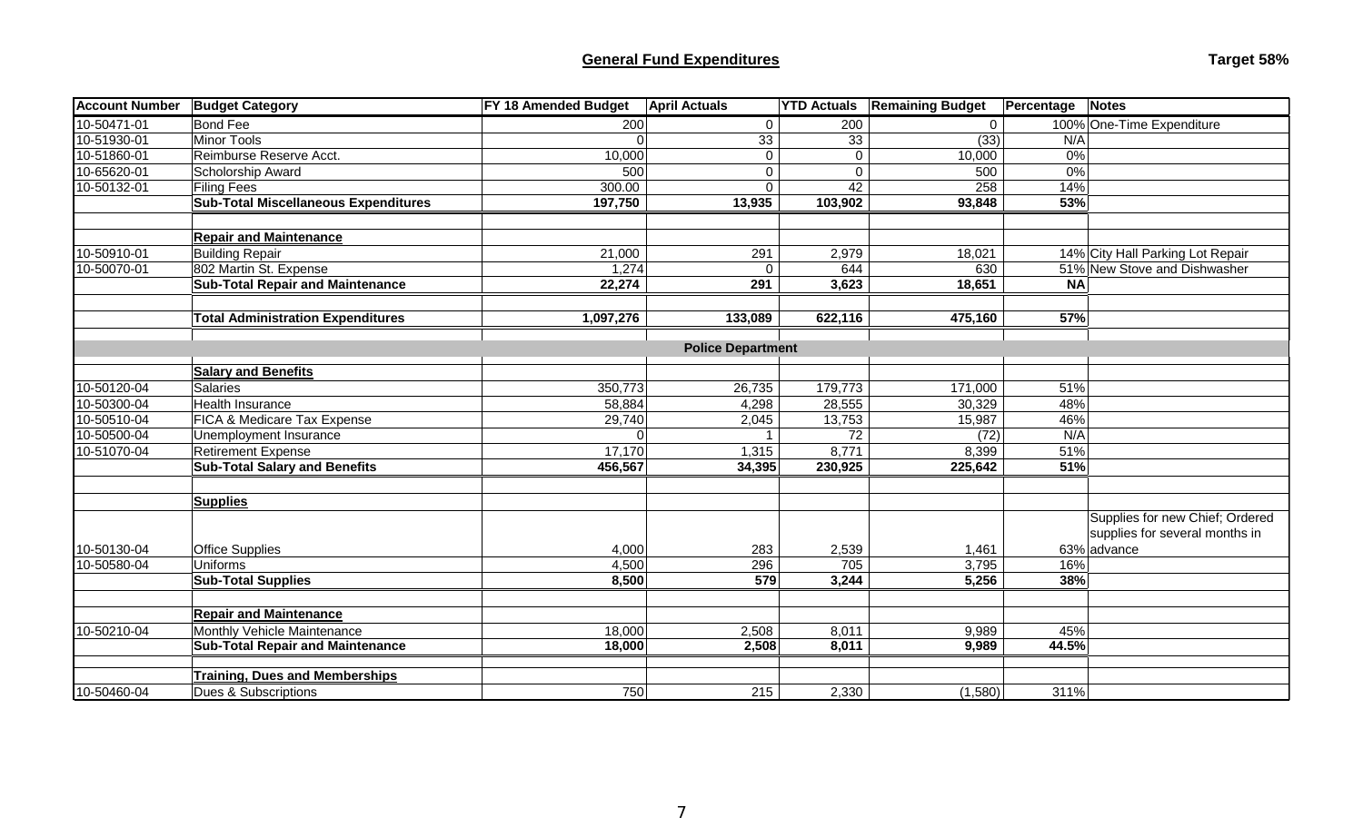## General Fund Expenditures

**Target 58%**

| Account Number | Budget Category | FY 18 Amended Budget | April Actuals | YTD Actuals | Remaining Budget | Percentage | Notes |
|---|---|---|---|---|---|---|---|
| 10-50471-01 | Bond Fee | 200 | 0 | 200 | 0 | 100% | One-Time Expenditure |
| 10-51930-01 | Minor Tools | 0 | 33 | 33 | (33) | N/A | |
| 10-51860-01 | Reimburse Reserve Acct. | 10,000 | 0 | 0 | 10,000 | 0% | |
| 10-65620-01 | Scholorship Award | 500 | 0 | 0 | 500 | 0% | |
| 10-50132-01 | Filing Fees | 300.00 | 0 | 42 | 258 | 14% | |
| | **Sub-Total Miscellaneous Expenditures** | **197,750** | **13,935** | **103,902** | **93,848** | **53%** | |
| | | | | | | | |
| | **Repair and Maintenance** | | | | | | |
| 10-50910-01 | Building Repair | 21,000 | 291 | 2,979 | 18,021 | 14% | City Hall Parking Lot Repair |
| 10-50070-01 | 802 Martin St. Expense | 1,274 | 0 | 644 | 630 | 51% | New Stove and Dishwasher |
| | **Sub-Total Repair and Maintenance** | **22,274** | **291** | **3,623** | **18,651** | **NA** | |
| | | | | | | | |
| | **Total Administration Expenditures** | **1,097,276** | **133,089** | **622,116** | **475,160** | **57%** | |
| | | | | | | | |
| | | | **Police Department** | | | | |
| | **Salary and Benefits** | | | | | | |
| 10-50120-04 | Salaries | 350,773 | 26,735 | 179,773 | 171,000 | 51% | |
| 10-50300-04 | Health Insurance | 58,884 | 4,298 | 28,555 | 30,329 | 48% | |
| 10-50510-04 | FICA & Medicare Tax Expense | 29,740 | 2,045 | 13,753 | 15,987 | 46% | |
| 10-50500-04 | Unemployment Insurance | 0 | 1 | 72 | (72) | N/A | |
| 10-51070-04 | Retirement Expense | 17,170 | 1,315 | 8,771 | 8,399 | 51% | |
| | **Sub-Total Salary and Benefits** | **456,567** | **34,395** | **230,925** | **225,642** | **51%** | |
| | | | | | | | |
| | **Supplies** | | | | | | |
| 10-50130-04 | Office Supplies | 4,000 | 283 | 2,539 | 1,461 | 63% | Supplies for new Chief; Ordered supplies for several months in advance |
| 10-50580-04 | Uniforms | 4,500 | 296 | 705 | 3,795 | 16% | |
| | **Sub-Total Supplies** | **8,500** | **579** | **3,244** | **5,256** | **38%** | |
| | | | | | | | |
| | **Repair and Maintenance** | | | | | | |
| 10-50210-04 | Monthly Vehicle Maintenance | 18,000 | 2,508 | 8,011 | 9,989 | 45% | |
| | **Sub-Total Repair and Maintenance** | **18,000** | **2,508** | **8,011** | **9,989** | **44.5%** | |
| | | | | | | | |
| | **Training, Dues and Memberships** | | | | | | |
| 10-50460-04 | Dues & Subscriptions | 750 | 215 | 2,330 | (1,580) | 311% | |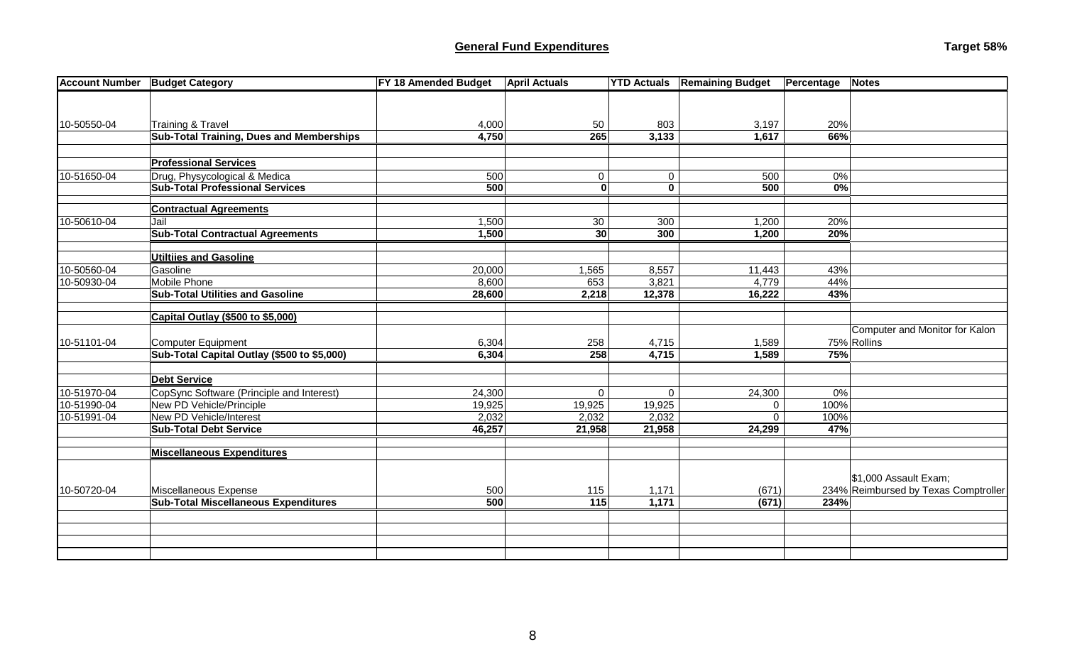## General Fund Expenditures

**Target 58%**

| Account Number | Budget Category | FY 18 Amended Budget | April Actuals | YTD Actuals | Remaining Budget | Percentage | Notes |
|---|---|---|---|---|---|---|---|
| | | | | | | | |
| 10-50550-04 | Training & Travel | 4,000 | 50 | 803 | 3,197 | 20% | |
| | **Sub-Total Training, Dues and Memberships** | **4,750** | **265** | **3,133** | **1,617** | **66%** | |
| | | | | | | | |
| | **Professional Services** | | | | | | |
| 10-51650-04 | Drug, Physycological & Medica | 500 | 0 | 0 | 500 | 0% | |
| | **Sub-Total Professional Services** | **500** | **0** | **0** | **500** | **0%** | |
| | | | | | | | |
| | **Contractual Agreements** | | | | | | |
| 10-50610-04 | Jail | 1,500 | 30 | 300 | 1,200 | 20% | |
| | **Sub-Total Contractual Agreements** | **1,500** | **30** | **300** | **1,200** | **20%** | |
| | | | | | | | |
| | **Utiltiies and Gasoline** | | | | | | |
| 10-50560-04 | Gasoline | 20,000 | 1,565 | 8,557 | 11,443 | 43% | |
| 10-50930-04 | Mobile Phone | 8,600 | 653 | 3,821 | 4,779 | 44% | |
| | **Sub-Total Utilities and Gasoline** | **28,600** | **2,218** | **12,378** | **16,222** | **43%** | |
| | | | | | | | |
| | **Capital Outlay ($500 to $5,000)** | | | | | | |
| 10-51101-04 | Computer Equipment | 6,304 | 258 | 4,715 | 1,589 | 75% | Computer and Monitor for Kalon Rollins |
| | **Sub-Total Capital Outlay ($500 to $5,000)** | **6,304** | **258** | **4,715** | **1,589** | **75%** | |
| | | | | | | | |
| | **Debt Service** | | | | | | |
| 10-51970-04 | CopSync Software (Principle and Interest) | 24,300 | 0 | 0 | 24,300 | 0% | |
| 10-51990-04 | New PD Vehicle/Principle | 19,925 | 19,925 | 19,925 | 0 | 100% | |
| 10-51991-04 | New PD Vehicle/Interest | 2,032 | 2,032 | 2,032 | 0 | 100% | |
| | **Sub-Total Debt Service** | **46,257** | **21,958** | **21,958** | **24,299** | **47%** | |
| | | | | | | | |
| | **Miscellaneous Expenditures** | | | | | | |
| 10-50720-04 | Miscellaneous Expense | 500 | 115 | 1,171 | (671) | 234% | $1,000 Assault Exam; Reimbursed by Texas Comptroller |
| | **Sub-Total Miscellaneous Expenditures** | **500** | **115** | **1,171** | **(671)** | **234%** | |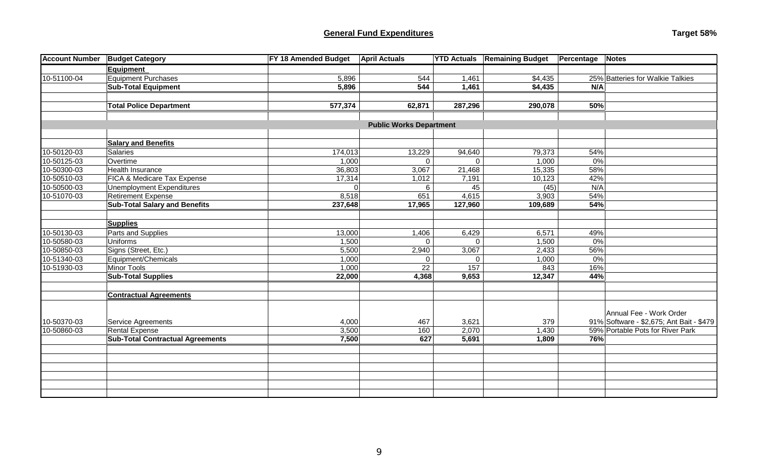## General Fund Expenditures

**Target 58%**

| Account Number | Budget Category | FY 18 Amended Budget | April Actuals | YTD Actuals | Remaining Budget | Percentage | Notes |
|---|---|---|---|---|---|---|---|
| | **Equipment** | | | | | | |
| 10-51100-04 | Equipment Purchases | 5,896 | 544 | 1,461 | $4,435 | 25% | Batteries for Walkie Talkies |
| | **Sub-Total Equipment** | **5,896** | **544** | **1,461** | **$4,435** | **N/A** | |
| | | | | | | | |
| | **Total Police Department** | **577,374** | **62,871** | **287,296** | **290,078** | **50%** | |
| | | | | | | | |
| | | | **Public Works Department** | | | | |
| | | | | | | | |
| | **Salary and Benefits** | | | | | | |
| 10-50120-03 | Salaries | 174,013 | 13,229 | 94,640 | 79,373 | 54% | |
| 10-50125-03 | Overtime | 1,000 | 0 | 0 | 1,000 | 0% | |
| 10-50300-03 | Health Insurance | 36,803 | 3,067 | 21,468 | 15,335 | 58% | |
| 10-50510-03 | FICA & Medicare Tax Expense | 17,314 | 1,012 | 7,191 | 10,123 | 42% | |
| 10-50500-03 | Unemployment Expenditures | 0 | 6 | 45 | (45) | N/A | |
| 10-51070-03 | Retirement Expense | 8,518 | 651 | 4,615 | 3,903 | 54% | |
| | **Sub-Total Salary and Benefits** | **237,648** | **17,965** | **127,960** | **109,689** | **54%** | |
| | | | | | | | |
| | **Supplies** | | | | | | |
| 10-50130-03 | Parts and Supplies | 13,000 | 1,406 | 6,429 | 6,571 | 49% | |
| 10-50580-03 | Uniforms | 1,500 | 0 | 0 | 1,500 | 0% | |
| 10-50850-03 | Signs (Street, Etc.) | 5,500 | 2,940 | 3,067 | 2,433 | 56% | |
| 10-51340-03 | Equipment/Chemicals | 1,000 | 0 | 0 | 1,000 | 0% | |
| 10-51930-03 | Minor Tools | 1,000 | 22 | 157 | 843 | 16% | |
| | **Sub-Total Supplies** | **22,000** | **4,368** | **9,653** | **12,347** | **44%** | |
| | | | | | | | |
| | **Contractual Agreements** | | | | | | |
| 10-50370-03 | Service Agreements | 4,000 | 467 | 3,621 | 379 | 91% | Annual Fee - Work Order Software - $2,675; Ant Bait - $479 |
| 10-50860-03 | Rental Expense | 3,500 | 160 | 2,070 | 1,430 | 59% | Portable Pots for River Park |
| | **Sub-Total Contractual Agreements** | **7,500** | **627** | **5,691** | **1,809** | **76%** | |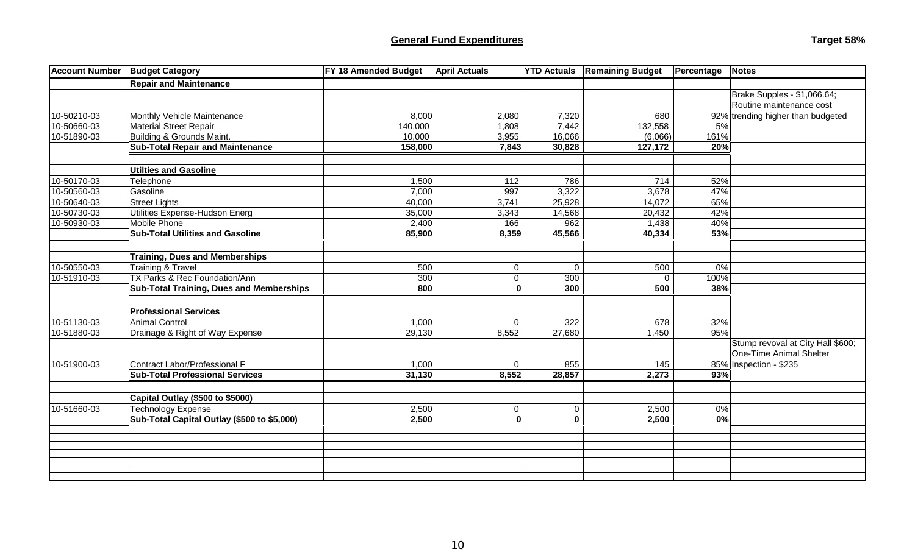## General Fund Expenditures

**Target 58%**

| Account Number | Budget Category | FY 18 Amended Budget | April Actuals | YTD Actuals | Remaining Budget | Percentage | Notes |
|---|---|---|---|---|---|---|---|
| | **Repair and Maintenance** | | | | | | |
| 10-50210-03 | Monthly Vehicle Maintenance | 8,000 | 2,080 | 7,320 | 680 | 92% | Brake Supples - $1,066.64; Routine maintenance cost trending higher than budgeted |
| 10-50660-03 | Material Street Repair | 140,000 | 1,808 | 7,442 | 132,558 | 5% | |
| 10-51890-03 | Building & Grounds Maint. | 10,000 | 3,955 | 16,066 | (6,066) | 161% | |
| | **Sub-Total Repair and Maintenance** | **158,000** | **7,843** | **30,828** | **127,172** | **20%** | |
| | | | | | | | |
| | **Utilties and Gasoline** | | | | | | |
| 10-50170-03 | Telephone | 1,500 | 112 | 786 | 714 | 52% | |
| 10-50560-03 | Gasoline | 7,000 | 997 | 3,322 | 3,678 | 47% | |
| 10-50640-03 | Street Lights | 40,000 | 3,741 | 25,928 | 14,072 | 65% | |
| 10-50730-03 | Utilities Expense-Hudson Energ | 35,000 | 3,343 | 14,568 | 20,432 | 42% | |
| 10-50930-03 | Mobile Phone | 2,400 | 166 | 962 | 1,438 | 40% | |
| | **Sub-Total Utilities and Gasoline** | **85,900** | **8,359** | **45,566** | **40,334** | **53%** | |
| | | | | | | | |
| | **Training, Dues and Memberships** | | | | | | |
| 10-50550-03 | Training & Travel | 500 | 0 | 0 | 500 | 0% | |
| 10-51910-03 | TX Parks & Rec Foundation/Ann | 300 | 0 | 300 | 0 | 100% | |
| | **Sub-Total Training, Dues and Memberships** | **800** | **0** | **300** | **500** | **38%** | |
| | | | | | | | |
| | **Professional Services** | | | | | | |
| 10-51130-03 | Animal Control | 1,000 | 0 | 322 | 678 | 32% | |
| 10-51880-03 | Drainage & Right of Way Expense | 29,130 | 8,552 | 27,680 | 1,450 | 95% | |
| 10-51900-03 | Contract Labor/Professional F | 1,000 | 0 | 855 | 145 | 85% | Stump revoval at City Hall $600; One-Time Animal Shelter Inspection - $235 |
| | **Sub-Total Professional Services** | **31,130** | **8,552** | **28,857** | **2,273** | **93%** | |
| | | | | | | | |
| | **Capital Outlay ($500 to $5000)** | | | | | | |
| 10-51660-03 | Technology Expense | 2,500 | 0 | 0 | 2,500 | 0% | |
| | **Sub-Total Capital Outlay ($500 to $5,000)** | **2,500** | **0** | **0** | **2,500** | **0%** | |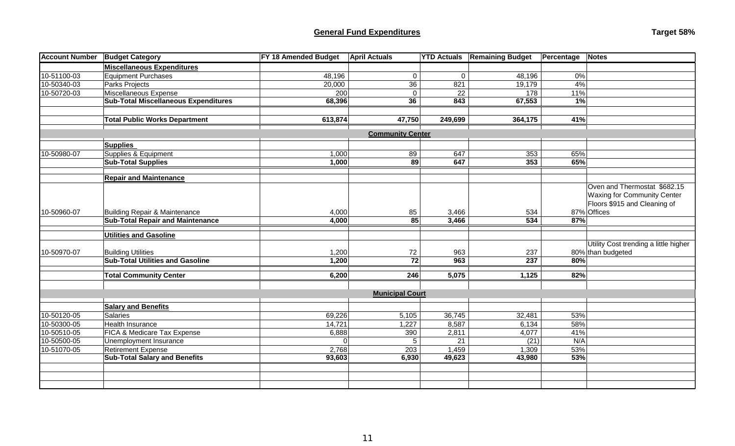## General Fund Expenditures

**Target 58%**

| Account Number | Budget Category | FY 18 Amended Budget | April Actuals | YTD Actuals | Remaining Budget | Percentage | Notes |
|---|---|---|---|---|---|---|---|
| | **Miscellaneous Expenditures** | | | | | | |
| 10-51100-03 | Equipment Purchases | 48,196 | 0 | 0 | 48,196 | 0% | |
| 10-50340-03 | Parks Projects | 20,000 | 36 | 821 | 19,179 | 4% | |
| 10-50720-03 | Miscellaneous Expense | 200 | 0 | 22 | 178 | 11% | |
| | **Sub-Total Miscellaneous Expenditures** | **68,396** | **36** | **843** | **67,553** | **1%** | |
| | | | | | | | |
| | **Total Public Works Department** | **613,874** | **47,750** | **249,699** | **364,175** | **41%** | |
| | | | **Community Center** | | | | |
| | **Supplies** | | | | | | |
| 10-50980-07 | Supplies & Equipment | 1,000 | 89 | 647 | 353 | 65% | |
| | **Sub-Total Supplies** | **1,000** | **89** | **647** | **353** | **65%** | |
| | | | | | | | |
| | **Repair and Maintenance** | | | | | | |
| 10-50960-07 | Building Repair & Maintenance | 4,000 | 85 | 3,466 | 534 | 87% | Oven and Thermostat $682.15 Waxing for Community Center Floors $915 and Cleaning of Offices |
| | **Sub-Total Repair and Maintenance** | **4,000** | **85** | **3,466** | **534** | **87%** | |
| | | | | | | | |
| | **Utilities and Gasoline** | | | | | | |
| 10-50970-07 | Building Utilities | 1,200 | 72 | 963 | 237 | 80% | Utility Cost trending a little higher than budgeted |
| | **Sub-Total Utilities and Gasoline** | **1,200** | **72** | **963** | **237** | **80%** | |
| | | | | | | | |
| | **Total Community Center** | **6,200** | **246** | **5,075** | **1,125** | **82%** | |
| | | | | | | | |
| | | | **Municipal Court** | | | | |
| | **Salary and Benefits** | | | | | | |
| 10-50120-05 | Salaries | 69,226 | 5,105 | 36,745 | 32,481 | 53% | |
| 10-50300-05 | Health Insurance | 14,721 | 1,227 | 8,587 | 6,134 | 58% | |
| 10-50510-05 | FICA & Medicare Tax Expense | 6,888 | 390 | 2,811 | 4,077 | 41% | |
| 10-50500-05 | Unemployment Insurance | 0 | 5 | 21 | (21) | N/A | |
| 10-51070-05 | Retirement Expense | 2,768 | 203 | 1,459 | 1,309 | 53% | |
| | **Sub-Total Salary and Benefits** | **93,603** | **6,930** | **49,623** | **43,980** | **53%** | |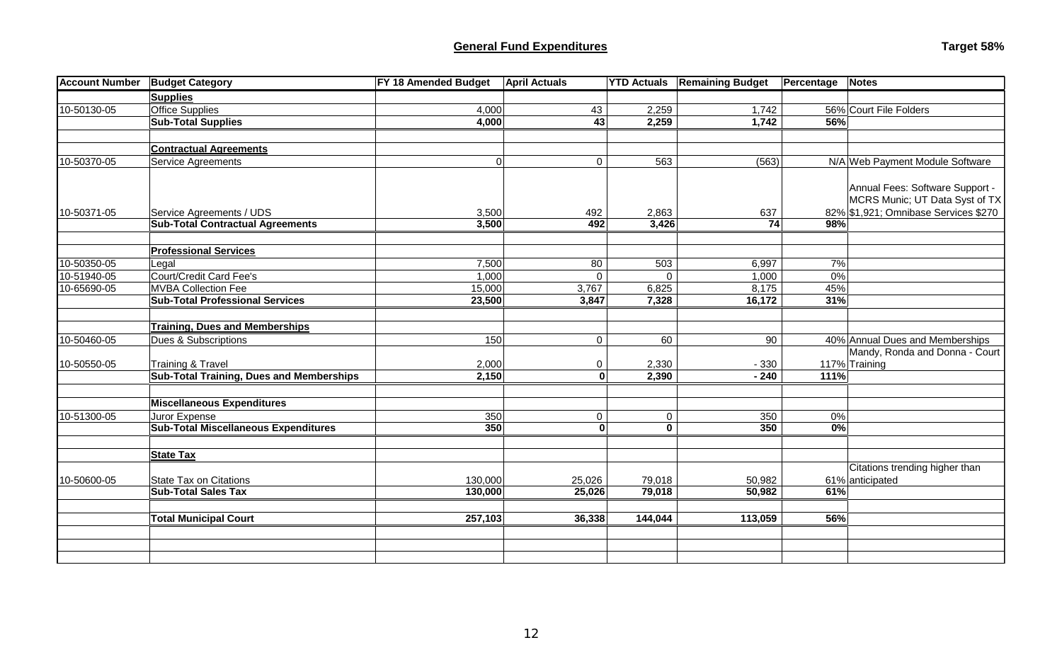## General Fund Expenditures

**Target 58%**

| Account Number | Budget Category | FY 18 Amended Budget | April Actuals | YTD Actuals | Remaining Budget | Percentage | Notes |
|---|---|---|---|---|---|---|---|
| | **Supplies** | | | | | | |
| 10-50130-05 | Office Supplies | 4,000 | 43 | 2,259 | 1,742 | 56% | Court File Folders |
| | **Sub-Total Supplies** | **4,000** | **43** | **2,259** | **1,742** | **56%** | |
| | | | | | | | |
| | **Contractual Agreements** | | | | | | |
| 10-50370-05 | Service Agreements | 0 | 0 | 563 | (563) | N/A | Web Payment Module Software |
| 10-50371-05 | Service Agreements / UDS | 3,500 | 492 | 2,863 | 637 | 82% | Annual Fees: Software Support - MCRS Munic; UT Data Syst of TX $1,921; Omnibase Services $270 |
| | **Sub-Total Contractual Agreements** | **3,500** | **492** | **3,426** | **74** | **98%** | |
| | | | | | | | |
| | **Professional Services** | | | | | | |
| 10-50350-05 | Legal | 7,500 | 80 | 503 | 6,997 | 7% | |
| 10-51940-05 | Court/Credit Card Fee's | 1,000 | 0 | 0 | 1,000 | 0% | |
| 10-65690-05 | MVBA Collection Fee | 15,000 | 3,767 | 6,825 | 8,175 | 45% | |
| | **Sub-Total Professional Services** | **23,500** | **3,847** | **7,328** | **16,172** | **31%** | |
| | | | | | | | |
| | **Training, Dues and Memberships** | | | | | | |
| 10-50460-05 | Dues & Subscriptions | 150 | 0 | 60 | 90 | 40% | Annual Dues and Memberships |
| 10-50550-05 | Training & Travel | 2,000 | 0 | 2,330 | - 330 | 117% | Mandy, Ronda and Donna - Court Training |
| | **Sub-Total Training, Dues and Memberships** | **2,150** | **0** | **2,390** | **- 240** | **111%** | |
| | | | | | | | |
| | **Miscellaneous Expenditures** | | | | | | |
| 10-51300-05 | Juror Expense | 350 | 0 | 0 | 350 | 0% | |
| | **Sub-Total Miscellaneous Expenditures** | **350** | **0** | **0** | **350** | **0%** | |
| | | | | | | | |
| | **State Tax** | | | | | | |
| 10-50600-05 | State Tax on Citations | 130,000 | 25,026 | 79,018 | 50,982 | 61% | Citations trending higher than anticipated |
| | **Sub-Total Sales Tax** | **130,000** | **25,026** | **79,018** | **50,982** | **61%** | |
| | | | | | | | |
| | **Total Municipal Court** | **257,103** | **36,338** | **144,044** | **113,059** | **56%** | |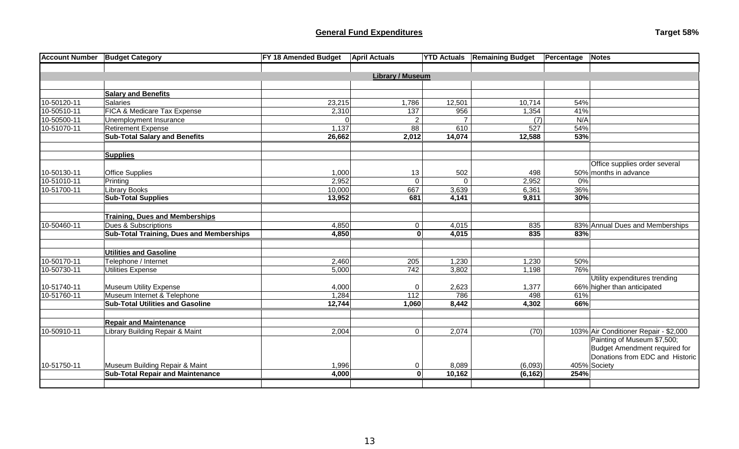## General Fund Expenditures

**Target 58%**

| Account Number | Budget Category | FY 18 Amended Budget | April Actuals | YTD Actuals | Remaining Budget | Percentage | Notes |
|---|---|---|---|---|---|---|---|
| | | | **Library / Museum** | | | | |
| | **Salary and Benefits** | | | | | | |
| 10-50120-11 | Salaries | 23,215 | 1,786 | 12,501 | 10,714 | 54% | |
| 10-50510-11 | FICA & Medicare Tax Expense | 2,310 | 137 | 956 | 1,354 | 41% | |
| 10-50500-11 | Unemployment Insurance | 0 | 2 | 7 | (7) | N/A | |
| 10-51070-11 | Retirement Expense | 1,137 | 88 | 610 | 527 | 54% | |
| | **Sub-Total Salary and Benefits** | **26,662** | **2,012** | **14,074** | **12,588** | **53%** | |
| | **Supplies** | | | | | | |
| 10-50130-11 | Office Supplies | 1,000 | 13 | 502 | 498 | 50% | Office supplies order several months in advance |
| 10-51010-11 | Printing | 2,952 | 0 | 0 | 2,952 | 0% | |
| 10-51700-11 | Library Books | 10,000 | 667 | 3,639 | 6,361 | 36% | |
| | **Sub-Total Supplies** | **13,952** | **681** | **4,141** | **9,811** | **30%** | |
| | **Training, Dues and Memberships** | | | | | | |
| 10-50460-11 | Dues & Subscriptions | 4,850 | 0 | 4,015 | 835 | 83% | Annual Dues and Memberships |
| | **Sub-Total Training, Dues and Memberships** | **4,850** | **0** | **4,015** | **835** | **83%** | |
| | **Utilities and Gasoline** | | | | | | |
| 10-50170-11 | Telephone / Internet | 2,460 | 205 | 1,230 | 1,230 | 50% | |
| 10-50730-11 | Utilities Expense | 5,000 | 742 | 3,802 | 1,198 | 76% | |
| 10-51740-11 | Museum Utility Expense | 4,000 | 0 | 2,623 | 1,377 | 66% | Utility expenditures trending higher than anticipated |
| 10-51760-11 | Museum Internet & Telephone | 1,284 | 112 | 786 | 498 | 61% | |
| | **Sub-Total Utilities and Gasoline** | **12,744** | **1,060** | **8,442** | **4,302** | **66%** | |
| | **Repair and Maintenance** | | | | | | |
| 10-50910-11 | Library Building Repair & Maint | 2,004 | 0 | 2,074 | (70) | 103% | Air Conditioner Repair - $2,000 |
| 10-51750-11 | Museum Building Repair & Maint | 1,996 | 0 | 8,089 | (6,093) | 405% | Painting of Museum $7,500; Budget Amendment required for Donations from EDC and Historic Society |
| | **Sub-Total Repair and Maintenance** | **4,000** | **0** | **10,162** | **(6,162)** | **254%** | |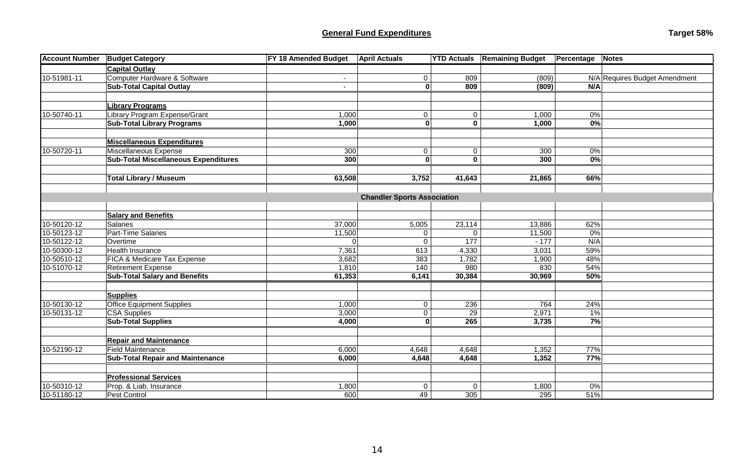**General Fund Expenditures**

**Target 58%**

| Account Number | Budget Category | FY 18 Amended Budget | April Actuals | YTD Actuals | Remaining Budget | Percentage | Notes |
|---|---|---|---|---|---|---|---|
| | **Capital Outlay** | | | | | | |
| 10-51981-11 | Computer Hardware & Software | - | 0 | 809 | (809) | N/A | Requires Budget Amendment |
| | **Sub-Total Capital Outlay** | **-** | **0** | **809** | **(809)** | **N/A** | |
| | | | | | | | |
| | **Library Programs** | | | | | | |
| 10-50740-11 | Library Program Expense/Grant | 1,000 | 0 | 0 | 1,000 | 0% | |
| | **Sub-Total Library Programs** | **1,000** | **0** | **0** | **1,000** | **0%** | |
| | | | | | | | |
| | **Miscellaneous Expenditures** | | | | | | |
| 10-50720-11 | Miscellaneous Expense | 300 | 0 | 0 | 300 | 0% | |
| | **Sub-Total Miscellaneous Expenditures** | **300** | **0** | **0** | **300** | **0%** | |
| | | | | | | | |
| | **Total Library / Museum** | **63,508** | **3,752** | **41,643** | **21,865** | **66%** | |
| | | | | | | | |
| | | | **Chandler Sports Association** | | | | |
| | | | | | | | |
| | **Salary and Benefits** | | | | | | |
| 10-50120-12 | Salaries | 37,000 | 5,005 | 23,114 | 13,886 | 62% | |
| 10-50123-12 | Part-Time Salaries | 11,500 | 0 | 0 | 11,500 | 0% | |
| 10-50122-12 | Overtime | 0 | 0 | 177 | - 177 | N/A | |
| 10-50300-12 | Health Insurance | 7,361 | 613 | 4,330 | 3,031 | 59% | |
| 10-50510-12 | FICA & Medicare Tax Expense | 3,682 | 383 | 1,782 | 1,900 | 48% | |
| 10-51070-12 | Retirement Expense | 1,810 | 140 | 980 | 830 | 54% | |
| | **Sub-Total Salary and Benefits** | **61,353** | **6,141** | **30,384** | **30,969** | **50%** | |
| | | | | | | | |
| | **Supplies** | | | | | | |
| 10-50130-12 | Office Equipment Supplies | 1,000 | 0 | 236 | 764 | 24% | |
| 10-50131-12 | CSA Supplies | 3,000 | 0 | 29 | 2,971 | 1% | |
| | **Sub-Total Supplies** | **4,000** | **0** | **265** | **3,735** | **7%** | |
| | | | | | | | |
| | **Repair and Maintenance** | | | | | | |
| 10-52190-12 | Field Maintenance | 6,000 | 4,648 | 4,648 | 1,352 | 77% | |
| | **Sub-Total Repair and Maintenance** | **6,000** | **4,648** | **4,648** | **1,352** | **77%** | |
| | | | | | | | |
| | **Professional Services** | | | | | | |
| 10-50310-12 | Prop. & Liab. Insurance | 1,800 | 0 | 0 | 1,800 | 0% | |
| 10-51180-12 | Pest Control | 600 | 49 | 305 | 295 | 51% | |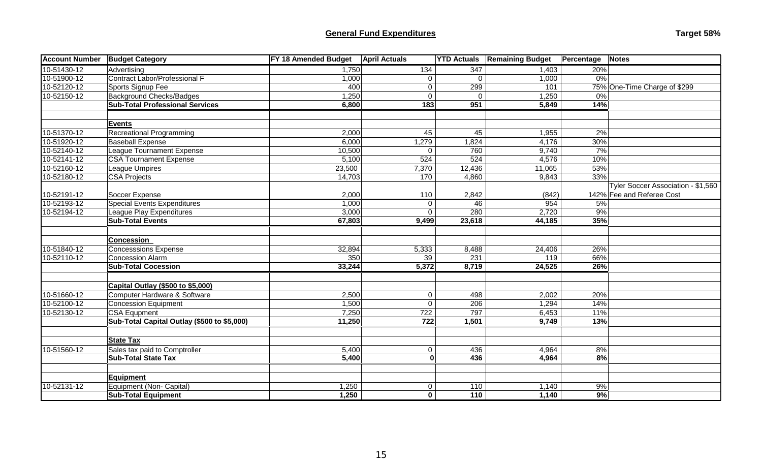## General Fund Expenditures

**Target 58%**

| Account Number | Budget Category | FY 18 Amended Budget | April Actuals | YTD Actuals | Remaining Budget | Percentage | Notes |
|---|---|---|---|---|---|---|---|
| 10-51430-12 | Advertising | 1,750 | 134 | 347 | 1,403 | 20% | |
| 10-51900-12 | Contract Labor/Professional F | 1,000 | 0 | 0 | 1,000 | 0% | |
| 10-52120-12 | Sports Signup Fee | 400 | 0 | 299 | 101 | 75% | One-Time Charge of $299 |
| 10-52150-12 | Background Checks/Badges | 1,250 | 0 | 0 | 1,250 | 0% | |
| | **Sub-Total Professional Services** | **6,800** | **183** | **951** | **5,849** | **14%** | |
| | | | | | | | |
| | **Events** | | | | | | |
| 10-51370-12 | Recreational Programming | 2,000 | 45 | 45 | 1,955 | 2% | |
| 10-51920-12 | Baseball Expense | 6,000 | 1,279 | 1,824 | 4,176 | 30% | |
| 10-52140-12 | League Tournament Expense | 10,500 | 0 | 760 | 9,740 | 7% | |
| 10-52141-12 | CSA Tournament Expense | 5,100 | 524 | 524 | 4,576 | 10% | |
| 10-52160-12 | League Umpires | 23,500 | 7,370 | 12,436 | 11,065 | 53% | |
| 10-52180-12 | CSA Projects | 14,703 | 170 | 4,860 | 9,843 | 33% | |
| 10-52191-12 | Soccer Expense | 2,000 | 110 | 2,842 | (842) | 142% | Tyler Soccer Association - $1,560 Fee and Referee Cost |
| 10-52193-12 | Special Events Expenditures | 1,000 | 0 | 46 | 954 | 5% | |
| 10-52194-12 | League Play Expenditures | 3,000 | 0 | 280 | 2,720 | 9% | |
| | **Sub-Total Events** | **67,803** | **9,499** | **23,618** | **44,185** | **35%** | |
| | | | | | | | |
| | **Concession** | | | | | | |
| 10-51840-12 | Concesssions Expense | 32,894 | 5,333 | 8,488 | 24,406 | 26% | |
| 10-52110-12 | Concession Alarm | 350 | 39 | 231 | 119 | 66% | |
| | **Sub-Total Cocession** | **33,244** | **5,372** | **8,719** | **24,525** | **26%** | |
| | | | | | | | |
| | **Capital Outlay ($500 to $5,000)** | | | | | | |
| 10-51660-12 | Computer Hardware & Software | 2,500 | 0 | 498 | 2,002 | 20% | |
| 10-52100-12 | Concession Equipment | 1,500 | 0 | 206 | 1,294 | 14% | |
| 10-52130-12 | CSA Equpment | 7,250 | 722 | 797 | 6,453 | 11% | |
| | **Sub-Total Capital Outlay ($500 to $5,000)** | **11,250** | **722** | **1,501** | **9,749** | **13%** | |
| | | | | | | | |
| | **State Tax** | | | | | | |
| 10-51560-12 | Sales tax paid to Comptroller | 5,400 | 0 | 436 | 4,964 | 8% | |
| | **Sub-Total State Tax** | **5,400** | **0** | **436** | **4,964** | **8%** | |
| | | | | | | | |
| | **Equipment** | | | | | | |
| 10-52131-12 | Equipment (Non- Capital) | 1,250 | 0 | 110 | 1,140 | 9% | |
| | **Sub-Total Equipment** | **1,250** | **0** | **110** | **1,140** | **9%** | |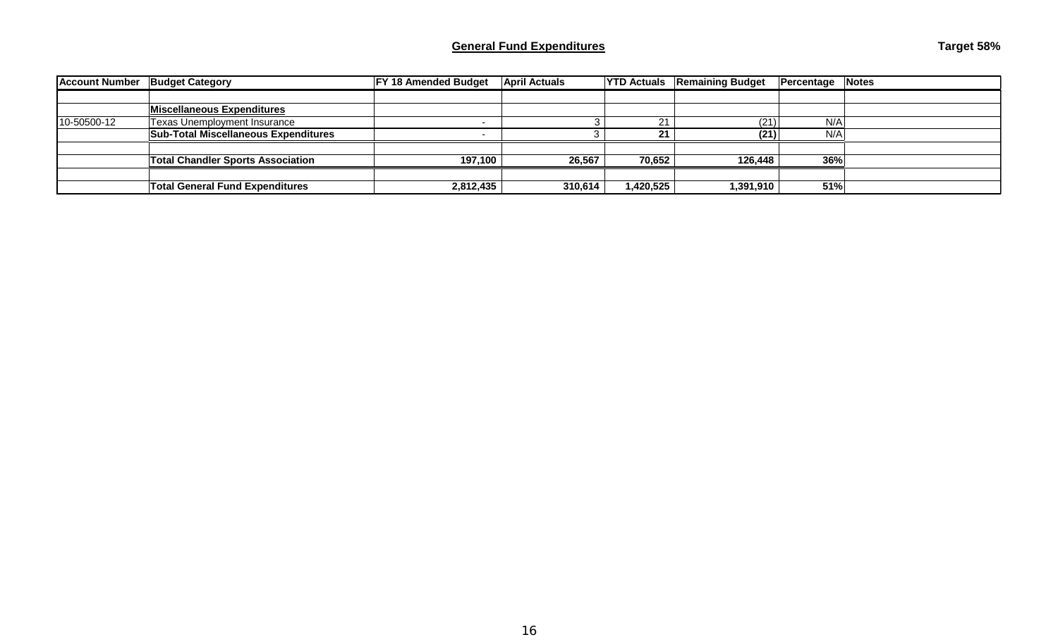## General Fund Expenditures

**Target 58%**

| Account Number | Budget Category | FY 18 Amended Budget | April Actuals | YTD Actuals | Remaining Budget | Percentage | Notes |
|---|---|---|---|---|---|---|---|
| | | | | | | | |
| | **Miscellaneous Expenditures** | | | | | | |
| 10-50500-12 | Texas Unemployment Insurance | - | 3 | 21 | (21) | N/A | |
| | **Sub-Total Miscellaneous Expenditures** | - | 3 | **21** | **(21)** | N/A | |
| | | | | | | | |
| | **Total Chandler Sports Association** | **197,100** | **26,567** | **70,652** | **126,448** | **36%** | |
| | | | | | | | |
| | **Total General Fund Expenditures** | **2,812,435** | **310,614** | **1,420,525** | **1,391,910** | **51%** | |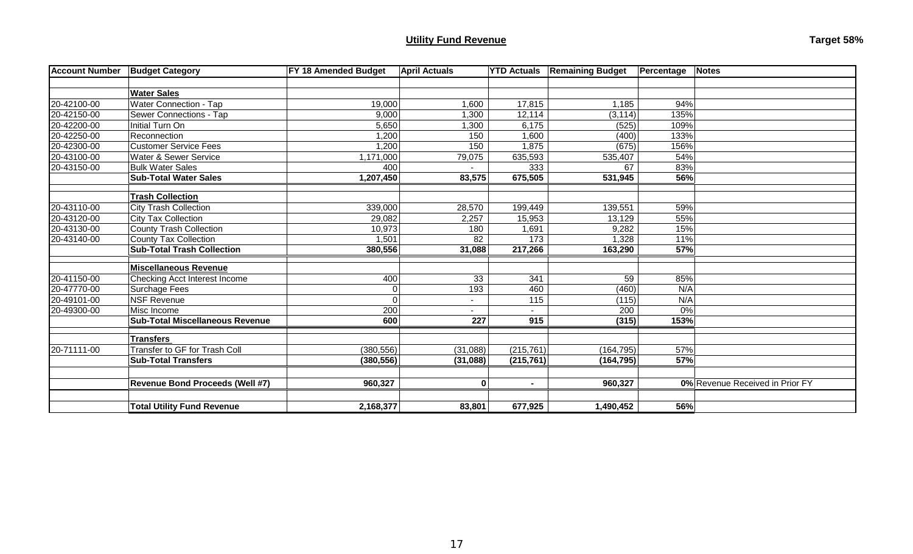## Utility Fund Revenue

**Target 58%**

| Account Number | Budget Category | FY 18 Amended Budget | April Actuals | YTD Actuals | Remaining Budget | Percentage | Notes |
|---|---|---|---|---|---|---|---|
| | | | | | | | |
| | **Water Sales** | | | | | | |
| 20-42100-00 | Water Connection - Tap | 19,000 | 1,600 | 17,815 | 1,185 | 94% | |
| 20-42150-00 | Sewer Connections - Tap | 9,000 | 1,300 | 12,114 | (3,114) | 135% | |
| 20-42200-00 | Initial Turn On | 5,650 | 1,300 | 6,175 | (525) | 109% | |
| 20-42250-00 | Reconnection | 1,200 | 150 | 1,600 | (400) | 133% | |
| 20-42300-00 | Customer Service Fees | 1,200 | 150 | 1,875 | (675) | 156% | |
| 20-43100-00 | Water & Sewer Service | 1,171,000 | 79,075 | 635,593 | 535,407 | 54% | |
| 20-43150-00 | Bulk Water Sales | 400 | - | 333 | 67 | 83% | |
| | **Sub-Total Water Sales** | **1,207,450** | **83,575** | **675,505** | **531,945** | **56%** | |
| | | | | | | | |
| | **Trash Collection** | | | | | | |
| 20-43110-00 | City Trash Collection | 339,000 | 28,570 | 199,449 | 139,551 | 59% | |
| 20-43120-00 | City Tax Collection | 29,082 | 2,257 | 15,953 | 13,129 | 55% | |
| 20-43130-00 | County Trash Collection | 10,973 | 180 | 1,691 | 9,282 | 15% | |
| 20-43140-00 | County Tax Collection | 1,501 | 82 | 173 | 1,328 | 11% | |
| | **Sub-Total Trash Collection** | **380,556** | **31,088** | **217,266** | **163,290** | **57%** | |
| | | | | | | | |
| | **Miscellaneous Revenue** | | | | | | |
| 20-41150-00 | Checking Acct Interest Income | 400 | 33 | 341 | 59 | 85% | |
| 20-47770-00 | Surchage Fees | 0 | 193 | 460 | (460) | N/A | |
| 20-49101-00 | NSF Revenue | 0 | - | 115 | (115) | N/A | |
| 20-49300-00 | Misc Income | 200 | - | - | 200 | 0% | |
| | **Sub-Total Miscellaneous Revenue** | **600** | **227** | **915** | **(315)** | **153%** | |
| | | | | | | | |
| | **Transfers** | | | | | | |
| 20-71111-00 | Transfer to GF for Trash Coll | (380,556) | (31,088) | (215,761) | (164,795) | 57% | |
| | **Sub-Total Transfers** | **(380,556)** | **(31,088)** | **(215,761)** | **(164,795)** | **57%** | |
| | | | | | | | |
| | **Revenue Bond Proceeds (Well #7)** | **960,327** | **0** | **-** | **960,327** | **0%** | Revenue Received in Prior FY |
| | | | | | | | |
| | **Total Utility Fund Revenue** | **2,168,377** | **83,801** | **677,925** | **1,490,452** | **56%** | |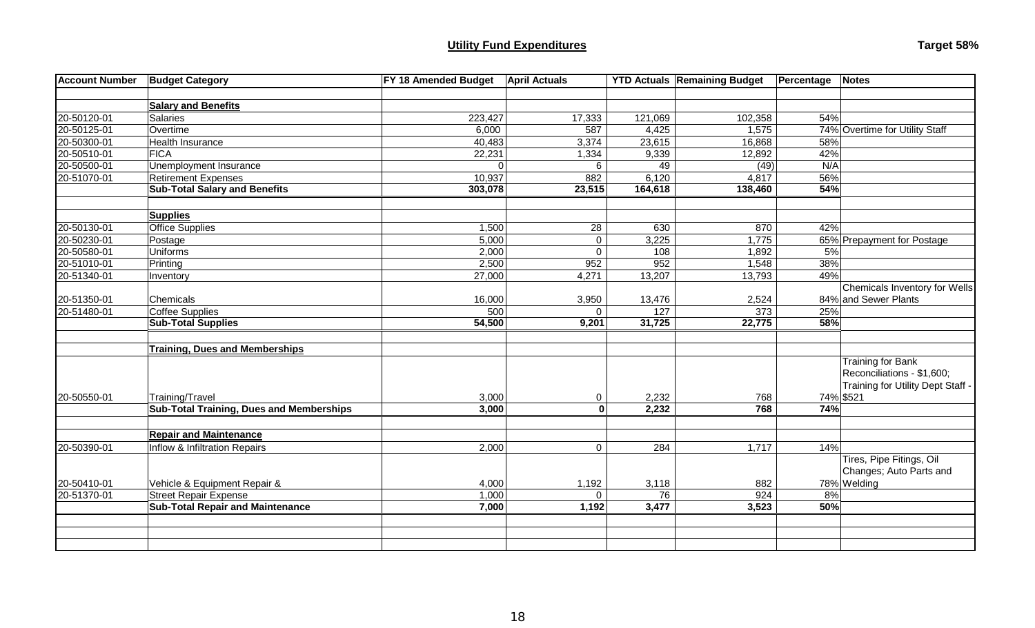**Utility Fund Expenditures**

**Target 58%**

| Account Number | Budget Category | FY 18 Amended Budget | April Actuals | YTD Actuals | Remaining Budget | Percentage | Notes |
|---|---|---|---|---|---|---|---|
| | | | | | | | |
| | **Salary and Benefits** | | | | | | |
| 20-50120-01 | Salaries | 223,427 | 17,333 | 121,069 | 102,358 | 54% | |
| 20-50125-01 | Overtime | 6,000 | 587 | 4,425 | 1,575 | 74% | Overtime for Utility Staff |
| 20-50300-01 | Health Insurance | 40,483 | 3,374 | 23,615 | 16,868 | 58% | |
| 20-50510-01 | FICA | 22,231 | 1,334 | 9,339 | 12,892 | 42% | |
| 20-50500-01 | Unemployment Insurance | 0 | 6 | 49 | (49) | N/A | |
| 20-51070-01 | Retirement Expenses | 10,937 | 882 | 6,120 | 4,817 | 56% | |
| | **Sub-Total Salary and Benefits** | **303,078** | **23,515** | **164,618** | **138,460** | **54%** | |
| | | | | | | | |
| | **Supplies** | | | | | | |
| 20-50130-01 | Office Supplies | 1,500 | 28 | 630 | 870 | 42% | |
| 20-50230-01 | Postage | 5,000 | 0 | 3,225 | 1,775 | 65% | Prepayment for Postage |
| 20-50580-01 | Uniforms | 2,000 | 0 | 108 | 1,892 | 5% | |
| 20-51010-01 | Printing | 2,500 | 952 | 952 | 1,548 | 38% | |
| 20-51340-01 | Inventory | 27,000 | 4,271 | 13,207 | 13,793 | 49% | |
| 20-51350-01 | Chemicals | 16,000 | 3,950 | 13,476 | 2,524 | 84% | Chemicals Inventory for Wells and Sewer Plants |
| 20-51480-01 | Coffee Supplies | 500 | 0 | 127 | 373 | 25% | |
| | **Sub-Total Supplies** | **54,500** | **9,201** | **31,725** | **22,775** | **58%** | |
| | | | | | | | |
| | **Training, Dues and Memberships** | | | | | | |
| 20-50550-01 | Training/Travel | 3,000 | 0 | 2,232 | 768 | 74% | Training for Bank Reconciliations - $1,600; Training for Utility Dept Staff - $521 |
| | **Sub-Total Training, Dues and Memberships** | **3,000** | **0** | **2,232** | **768** | **74%** | |
| | | | | | | | |
| | **Repair and Maintenance** | | | | | | |
| 20-50390-01 | Inflow & Infiltration Repairs | 2,000 | 0 | 284 | 1,717 | 14% | |
| 20-50410-01 | Vehicle & Equipment Repair & | 4,000 | 1,192 | 3,118 | 882 | 78% | Tires, Pipe Fitings, Oil Changes; Auto Parts and Welding |
| 20-51370-01 | Street Repair Expense | 1,000 | 0 | 76 | 924 | 8% | |
| | **Sub-Total Repair and Maintenance** | **7,000** | **1,192** | **3,477** | **3,523** | **50%** | |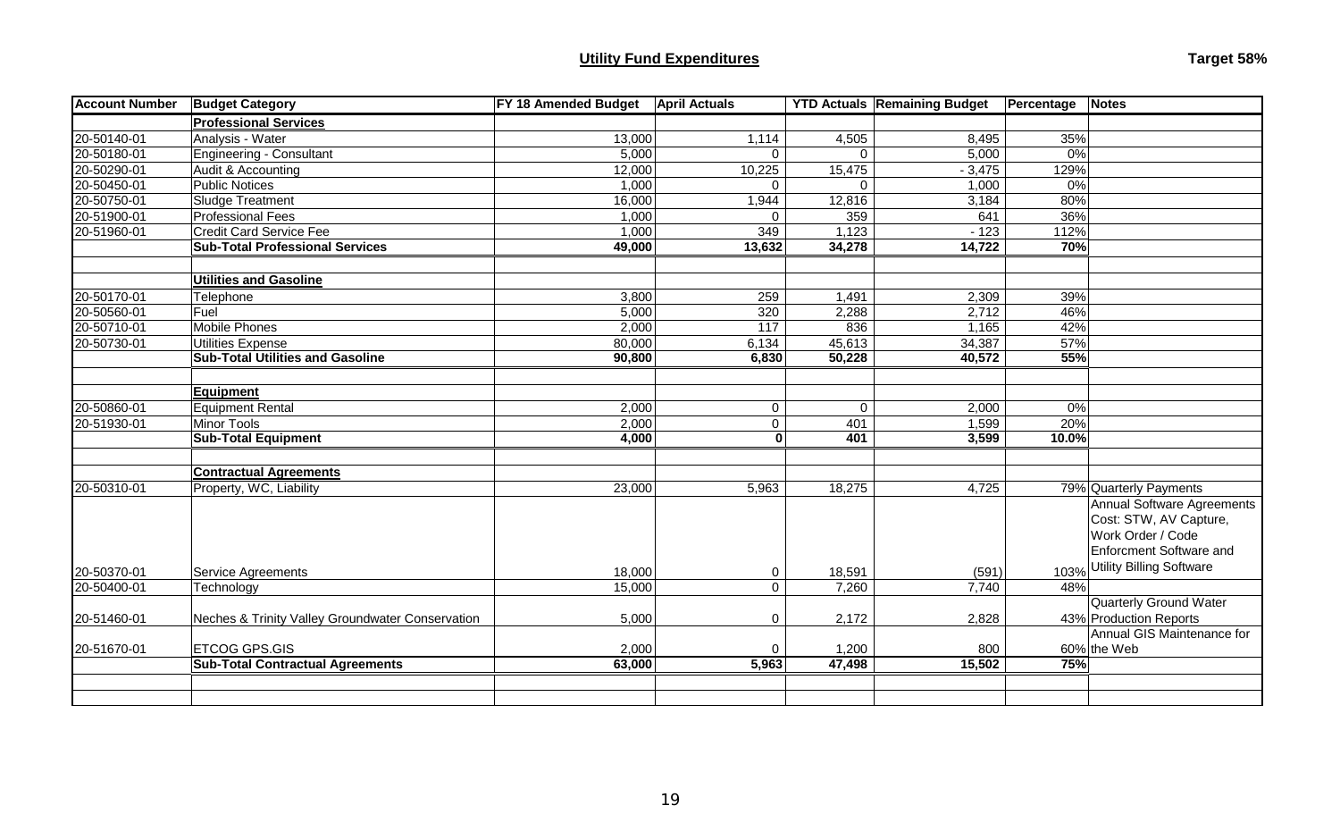## Utility Fund Expenditures

**Target 58%**

| Account Number | Budget Category | FY 18 Amended Budget | April Actuals | YTD Actuals | Remaining Budget | Percentage | Notes |
|---|---|---|---|---|---|---|---|
| | **Professional Services** | | | | | | |
| 20-50140-01 | Analysis - Water | 13,000 | 1,114 | 4,505 | 8,495 | 35% | |
| 20-50180-01 | Engineering - Consultant | 5,000 | 0 | 0 | 5,000 | 0% | |
| 20-50290-01 | Audit & Accounting | 12,000 | 10,225 | 15,475 | - 3,475 | 129% | |
| 20-50450-01 | Public Notices | 1,000 | 0 | 0 | 1,000 | 0% | |
| 20-50750-01 | Sludge Treatment | 16,000 | 1,944 | 12,816 | 3,184 | 80% | |
| 20-51900-01 | Professional Fees | 1,000 | 0 | 359 | 641 | 36% | |
| 20-51960-01 | Credit Card Service Fee | 1,000 | 349 | 1,123 | - 123 | 112% | |
| | **Sub-Total Professional Services** | **49,000** | **13,632** | **34,278** | **14,722** | **70%** | |
| | | | | | | | |
| | **Utilities and Gasoline** | | | | | | |
| 20-50170-01 | Telephone | 3,800 | 259 | 1,491 | 2,309 | 39% | |
| 20-50560-01 | Fuel | 5,000 | 320 | 2,288 | 2,712 | 46% | |
| 20-50710-01 | Mobile Phones | 2,000 | 117 | 836 | 1,165 | 42% | |
| 20-50730-01 | Utilities Expense | 80,000 | 6,134 | 45,613 | 34,387 | 57% | |
| | **Sub-Total Utilities and Gasoline** | **90,800** | **6,830** | **50,228** | **40,572** | **55%** | |
| | | | | | | | |
| | **Equipment** | | | | | | |
| 20-50860-01 | Equipment Rental | 2,000 | 0 | 0 | 2,000 | 0% | |
| 20-51930-01 | Minor Tools | 2,000 | 0 | 401 | 1,599 | 20% | |
| | **Sub-Total Equipment** | **4,000** | **0** | **401** | **3,599** | **10.0%** | |
| | | | | | | | |
| | **Contractual Agreements** | | | | | | |
| 20-50310-01 | Property, WC, Liability | 23,000 | 5,963 | 18,275 | 4,725 | 79% | Quarterly Payments |
| 20-50370-01 | Service Agreements | 18,000 | 0 | 18,591 | (591) | 103% | Annual Software Agreements Cost: STW, AV Capture, Work Order / Code Enforcment Software and Utility Billing Software |
| 20-50400-01 | Technology | 15,000 | 0 | 7,260 | 7,740 | 48% | |
| 20-51460-01 | Neches & Trinity Valley Groundwater Conservation | 5,000 | 0 | 2,172 | 2,828 | 43% | Quarterly Ground Water Production Reports |
| 20-51670-01 | ETCOG GPS.GIS | 2,000 | 0 | 1,200 | 800 | 60% | Annual GIS Maintenance for the Web |
| | **Sub-Total Contractual Agreements** | **63,000** | **5,963** | **47,498** | **15,502** | **75%** | |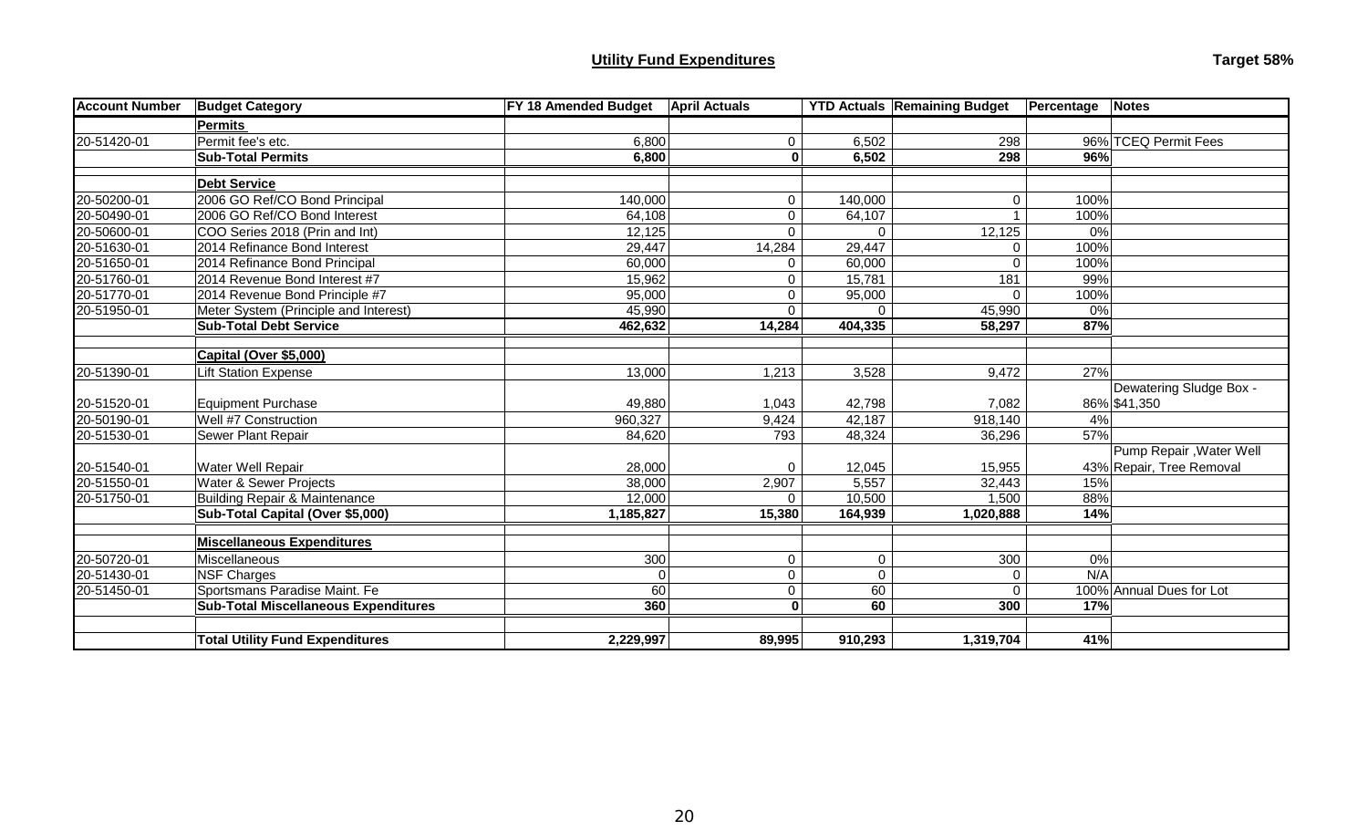## Utility Fund Expenditures

**Target 58%**

| Account Number | Budget Category | FY 18 Amended Budget | April Actuals | YTD Actuals | Remaining Budget | Percentage | Notes |
|---|---|---|---|---|---|---|---|
| | **Permits** | | | | | | |
| 20-51420-01 | Permit fee's etc. | 6,800 | 0 | 6,502 | 298 | 96% | TCEQ Permit Fees |
| | **Sub-Total Permits** | **6,800** | **0** | **6,502** | **298** | **96%** | |
| | | | | | | | |
| | **Debt Service** | | | | | | |
| 20-50200-01 | 2006 GO Ref/CO Bond Principal | 140,000 | 0 | 140,000 | 0 | 100% | |
| 20-50490-01 | 2006 GO Ref/CO Bond Interest | 64,108 | 0 | 64,107 | 1 | 100% | |
| 20-50600-01 | COO Series 2018 (Prin and Int) | 12,125 | 0 | 0 | 12,125 | 0% | |
| 20-51630-01 | 2014 Refinance Bond Interest | 29,447 | 14,284 | 29,447 | 0 | 100% | |
| 20-51650-01 | 2014 Refinance Bond Principal | 60,000 | 0 | 60,000 | 0 | 100% | |
| 20-51760-01 | 2014 Revenue Bond Interest #7 | 15,962 | 0 | 15,781 | 181 | 99% | |
| 20-51770-01 | 2014 Revenue Bond Principle #7 | 95,000 | 0 | 95,000 | 0 | 100% | |
| 20-51950-01 | Meter System (Principle and Interest) | 45,990 | 0 | 0 | 45,990 | 0% | |
| | **Sub-Total Debt Service** | **462,632** | **14,284** | **404,335** | **58,297** | **87%** | |
| | | | | | | | |
| | **Capital (Over $5,000)** | | | | | | |
| 20-51390-01 | Lift Station Expense | 13,000 | 1,213 | 3,528 | 9,472 | 27% | |
| 20-51520-01 | Equipment Purchase | 49,880 | 1,043 | 42,798 | 7,082 | 86% | Dewatering Sludge Box - $41,350 |
| 20-50190-01 | Well #7 Construction | 960,327 | 9,424 | 42,187 | 918,140 | 4% | |
| 20-51530-01 | Sewer Plant Repair | 84,620 | 793 | 48,324 | 36,296 | 57% | |
| 20-51540-01 | Water Well Repair | 28,000 | 0 | 12,045 | 15,955 | 43% | Pump Repair ,Water Well Repair, Tree Removal |
| 20-51550-01 | Water & Sewer Projects | 38,000 | 2,907 | 5,557 | 32,443 | 15% | |
| 20-51750-01 | Building Repair & Maintenance | 12,000 | 0 | 10,500 | 1,500 | 88% | |
| | **Sub-Total Capital (Over $5,000)** | **1,185,827** | **15,380** | **164,939** | **1,020,888** | **14%** | |
| | | | | | | | |
| | **Miscellaneous Expenditures** | | | | | | |
| 20-50720-01 | Miscellaneous | 300 | 0 | 0 | 300 | 0% | |
| 20-51430-01 | NSF Charges | 0 | 0 | 0 | 0 | N/A | |
| 20-51450-01 | Sportsmans Paradise Maint. Fe | 60 | 0 | 60 | 0 | 100% | Annual Dues for Lot |
| | **Sub-Total Miscellaneous Expenditures** | **360** | **0** | **60** | **300** | **17%** | |
| | | | | | | | |
| | **Total Utility Fund Expenditures** | **2,229,997** | **89,995** | **910,293** | **1,319,704** | **41%** | |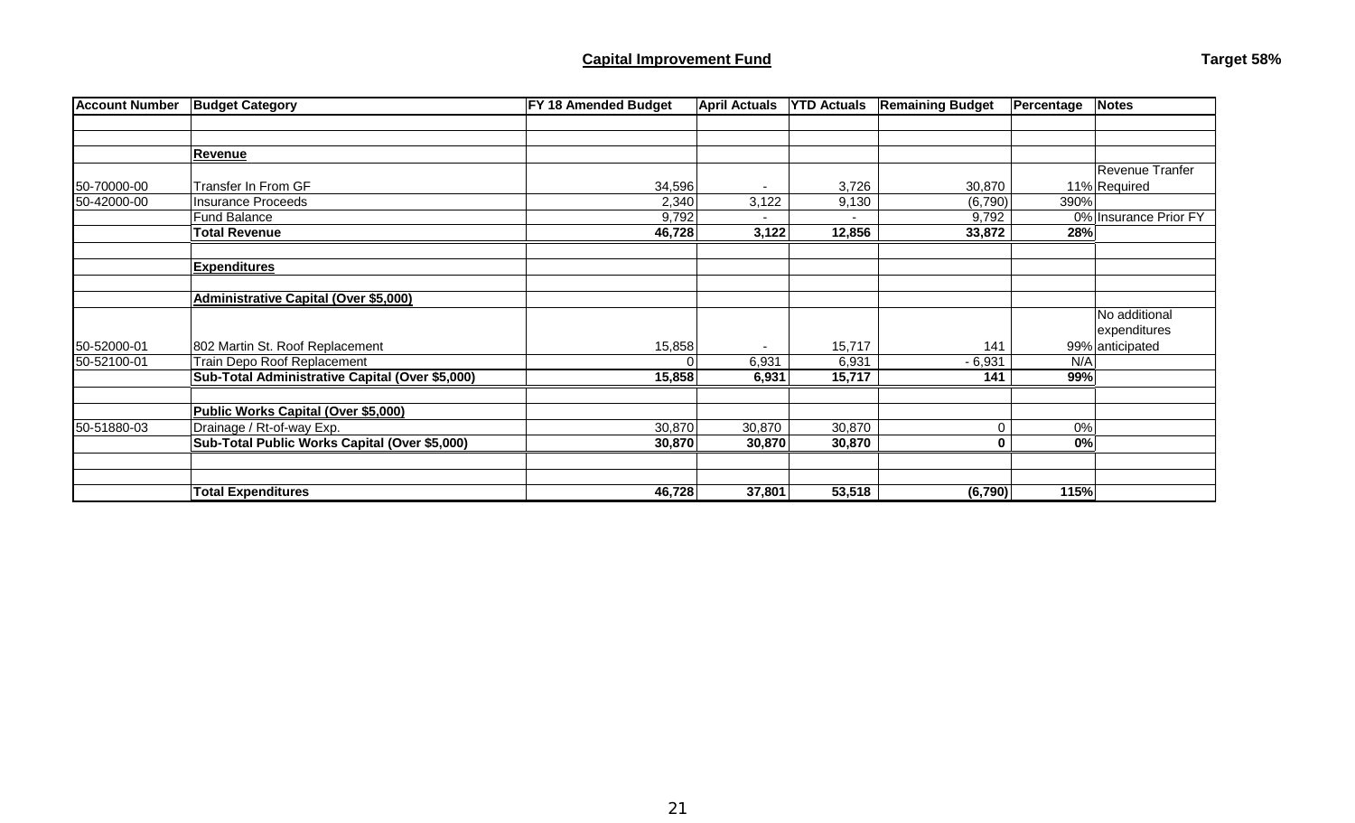## Capital Improvement Fund

**Target 58%**

| Account Number | Budget Category | FY 18 Amended Budget | April Actuals | YTD Actuals | Remaining Budget | Percentage | Notes |
|---|---|---|---|---|---|---|---|
| | | | | | | | |
| | | | | | | | |
| | **Revenue** | | | | | | |
| 50-70000-00 | Transfer In From GF | 34,596 | - | 3,726 | 30,870 | 11% | Revenue Tranfer Required |
| 50-42000-00 | Insurance Proceeds | 2,340 | 3,122 | 9,130 | (6,790) | 390% | |
| | Fund Balance | 9,792 | - | - | 9,792 | 0% | Insurance Prior FY |
| | **Total Revenue** | **46,728** | **3,122** | **12,856** | **33,872** | **28%** | |
| | | | | | | | |
| | **Expenditures** | | | | | | |
| | | | | | | | |
| | **Administrative Capital (Over $5,000)** | | | | | | |
| 50-52000-01 | 802 Martin St. Roof Replacement | 15,858 | - | 15,717 | 141 | 99% | No additional expenditures anticipated |
| 50-52100-01 | Train Depo Roof Replacement | 0 | 6,931 | 6,931 | - 6,931 | N/A | |
| | **Sub-Total Administrative Capital (Over $5,000)** | **15,858** | **6,931** | **15,717** | **141** | **99%** | |
| | | | | | | | |
| | **Public Works Capital (Over $5,000)** | | | | | | |
| 50-51880-03 | Drainage / Rt-of-way Exp. | 30,870 | 30,870 | 30,870 | 0 | 0% | |
| | **Sub-Total Public Works Capital (Over $5,000)** | **30,870** | **30,870** | **30,870** | **0** | **0%** | |
| | | | | | | | |
| | | | | | | | |
| | **Total Expenditures** | **46,728** | **37,801** | **53,518** | **(6,790)** | **115%** | |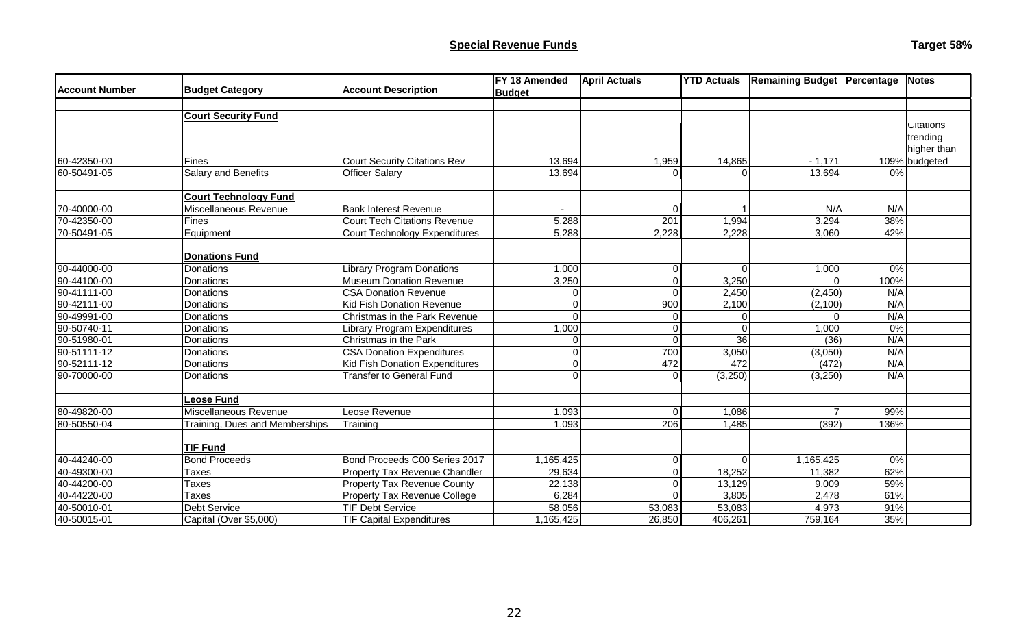## Special Revenue Funds

**Target 58%**

| Account Number | Budget Category | Account Description | FY 18 Amended Budget | April Actuals | YTD Actuals | Remaining Budget | Percentage | Notes |
|---|---|---|---|---|---|---|---|---|
| | **Court Security Fund** | | | | | | | |
| 60-42350-00 | Fines | Court Security Citations Rev | 13,694 | 1,959 | 14,865 | - 1,171 | 109% | Citations trending higher than budgeted |
| 60-50491-05 | Salary and Benefits | Officer Salary | 13,694 | 0 | 0 | 13,694 | 0% | |
| | | | | | | | | |
| | **Court Technology Fund** | | | | | | | |
| 70-40000-00 | Miscellaneous Revenue | Bank Interest Revenue | - | 0 | 1 | N/A | N/A | |
| 70-42350-00 | Fines | Court Tech Citations Revenue | 5,288 | 201 | 1,994 | 3,294 | 38% | |
| 70-50491-05 | Equipment | Court Technology Expenditures | 5,288 | 2,228 | 2,228 | 3,060 | 42% | |
| | | | | | | | | |
| | **Donations Fund** | | | | | | | |
| 90-44000-00 | Donations | Library Program Donations | 1,000 | 0 | 0 | 1,000 | 0% | |
| 90-44100-00 | Donations | Museum Donation Revenue | 3,250 | 0 | 3,250 | 0 | 100% | |
| 90-41111-00 | Donations | CSA Donation Revenue | 0 | 0 | 2,450 | (2,450) | N/A | |
| 90-42111-00 | Donations | Kid Fish Donation Revenue | 0 | 900 | 2,100 | (2,100) | N/A | |
| 90-49991-00 | Donations | Christmas in the Park Revenue | 0 | 0 | 0 | 0 | N/A | |
| 90-50740-11 | Donations | Library Program Expenditures | 1,000 | 0 | 0 | 1,000 | 0% | |
| 90-51980-01 | Donations | Christmas in the Park | 0 | 0 | 36 | (36) | N/A | |
| 90-51111-12 | Donations | CSA Donation Expenditures | 0 | 700 | 3,050 | (3,050) | N/A | |
| 90-52111-12 | Donations | Kid Fish Donation Expenditures | 0 | 472 | 472 | (472) | N/A | |
| 90-70000-00 | Donations | Transfer to General Fund | 0 | 0 | (3,250) | (3,250) | N/A | |
| | | | | | | | | |
| | **Leose Fund** | | | | | | | |
| 80-49820-00 | Miscellaneous Revenue | Leose Revenue | 1,093 | 0 | 1,086 | 7 | 99% | |
| 80-50550-04 | Training, Dues and Memberships | Training | 1,093 | 206 | 1,485 | (392) | 136% | |
| | | | | | | | | |
| | **TIF Fund** | | | | | | | |
| 40-44240-00 | Bond Proceeds | Bond Proceeds C00 Series 2017 | 1,165,425 | 0 | 0 | 1,165,425 | 0% | |
| 40-49300-00 | Taxes | Property Tax Revenue Chandler | 29,634 | 0 | 18,252 | 11,382 | 62% | |
| 40-44200-00 | Taxes | Property Tax Revenue County | 22,138 | 0 | 13,129 | 9,009 | 59% | |
| 40-44220-00 | Taxes | Property Tax Revenue College | 6,284 | 0 | 3,805 | 2,478 | 61% | |
| 40-50010-01 | Debt Service | TIF Debt Service | 58,056 | 53,083 | 53,083 | 4,973 | 91% | |
| 40-50015-01 | Capital (Over $5,000) | TIF Capital Expenditures | 1,165,425 | 26,850 | 406,261 | 759,164 | 35% | |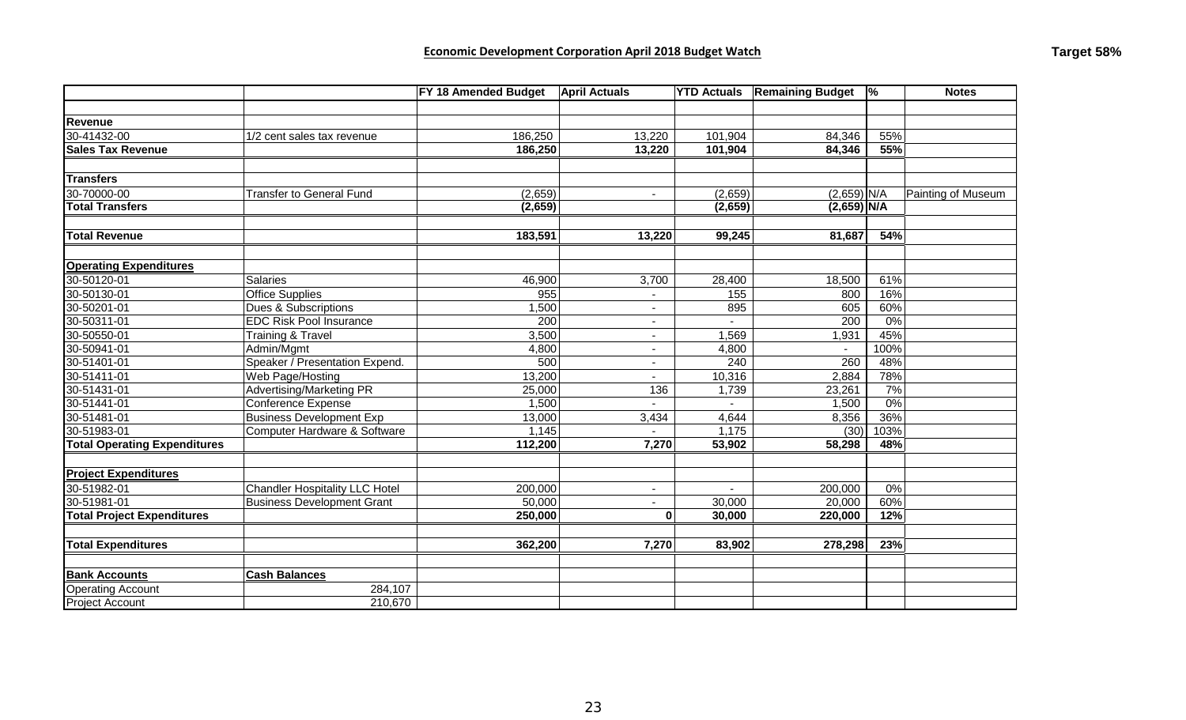**Economic Development Corporation April 2018 Budget Watch**

**Target 58%**

| | | FY 18 Amended Budget | April Actuals | YTD Actuals | Remaining Budget | % | Notes |
|---|---|---|---|---|---|---|---|
| **Revenue** | | | | | | | |
| 30-41432-00 | 1/2 cent sales tax revenue | 186,250 | 13,220 | 101,904 | 84,346 | 55% | |
| **Sales Tax Revenue** | | **186,250** | **13,220** | **101,904** | **84,346** | **55%** | |
| **Transfers** | | | | | | | |
| 30-70000-00 | Transfer to General Fund | (2,659) | - | (2,659) | (2,659) | N/A | Painting of Museum |
| **Total Transfers** | | **(2,659)** | | **(2,659)** | **(2,659)** | **N/A** | |
| **Total Revenue** | | **183,591** | **13,220** | **99,245** | **81,687** | **54%** | |
| **Operating Expenditures** | | | | | | | |
| 30-50120-01 | Salaries | 46,900 | 3,700 | 28,400 | 18,500 | 61% | |
| 30-50130-01 | Office Supplies | 955 | - | 155 | 800 | 16% | |
| 30-50201-01 | Dues & Subscriptions | 1,500 | - | 895 | 605 | 60% | |
| 30-50311-01 | EDC Risk Pool Insurance | 200 | - | - | 200 | 0% | |
| 30-50550-01 | Training & Travel | 3,500 | - | 1,569 | 1,931 | 45% | |
| 30-50941-01 | Admin/Mgmt | 4,800 | - | 4,800 | - | 100% | |
| 30-51401-01 | Speaker / Presentation Expend. | 500 | - | 240 | 260 | 48% | |
| 30-51411-01 | Web Page/Hosting | 13,200 | - | 10,316 | 2,884 | 78% | |
| 30-51431-01 | Advertising/Marketing PR | 25,000 | 136 | 1,739 | 23,261 | 7% | |
| 30-51441-01 | Conference Expense | 1,500 | - | - | 1,500 | 0% | |
| 30-51481-01 | Business Development Exp | 13,000 | 3,434 | 4,644 | 8,356 | 36% | |
| 30-51983-01 | Computer Hardware & Software | 1,145 | - | 1,175 | (30) | 103% | |
| **Total Operating Expenditures** | | **112,200** | **7,270** | **53,902** | **58,298** | **48%** | |
| **Project Expenditures** | | | | | | | |
| 30-51982-01 | Chandler Hospitality LLC Hotel | 200,000 | - | - | 200,000 | 0% | |
| 30-51981-01 | Business Development Grant | 50,000 | - | 30,000 | 20,000 | 60% | |
| **Total Project Expenditures** | | **250,000** | **0** | **30,000** | **220,000** | **12%** | |
| **Total Expenditures** | | **362,200** | **7,270** | **83,902** | **278,298** | **23%** | |
| **Bank Accounts** | **Cash Balances** | | | | | | |
| Operating Account | 284,107 | | | | | | |
| Project Account | 210,670 | | | | | | |